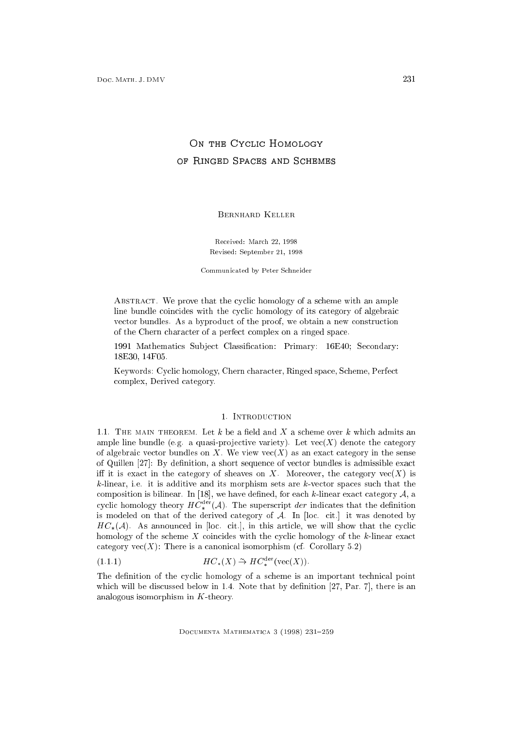# On the Cyclic Homology of Ringed Spaces and Schemes

Bernhard Keller

Received: March 22, 1998

Revised: September 21, 1998

Communicated by Peter Schneider

Abstract. We prove that the cyclic homology of a scheme with an ample line bundle coincides with the cyclic homology of its category of algebraic vector bundles. As a byproduct of the proof, we obtain a new construction of the Chern character of a perfect complex on a ringed space.

1991 Mathematics Subject Classification: Primary: 16E40; Secondary: 18E30, 14F05.

Keywords: Cyclic homology, Chern character, Ringed space, Scheme, Perfect complex, Derived category.

## 1. Introduction

1.1. The main theorem. Let $k$ be a field and $X$ a scheme over $k$ which admits an ample line bundle (e.g. a quasi-projective variety). Let $\mathrm{vec}(X)$ denote the category of algebraic vector bundles on $X$. We view $\mathrm{vec}(X)$ as an exact category in the sense of Quillen [27]: By definition, a short sequence of vector bundles is admissible exact iff it is exact in the category of sheaves on $X$. Moreover, the category $\mathrm{vec}(X)$ is $k$-linear, i.e. it is additive and its morphism sets are $k$-vector spaces such that the composition is bilinear. In [18], we have defined, for each $k$-linear exact category $\mathcal{A}$, a cyclic homology theory $HC_*^{\mathrm{der}}(\mathcal{A})$. The superscript *der* indicates that the definition is modeled on that of the derived category of $\mathcal{A}$. In [loc. cit.] it was denoted by $HC_*(\mathcal{A})$. As announced in [loc. cit.], in this article, we will show that the cyclic homology of the scheme $X$ coincides with the cyclic homology of the $k$-linear exact category $\mathrm{vec}(X)$: There is a canonical isomorphism (cf. Corollary 5.2)

$$HC_*(X) \xrightarrow{\sim} HC_*^{\mathrm{der}}(\mathrm{vec}(X)). \tag{1.1.1}$$

The definition of the cyclic homology of a scheme is an important technical point which will be discussed below in 1.4. Note that by definition [27, Par. 7], there is an analogous isomorphism in $K$-theory.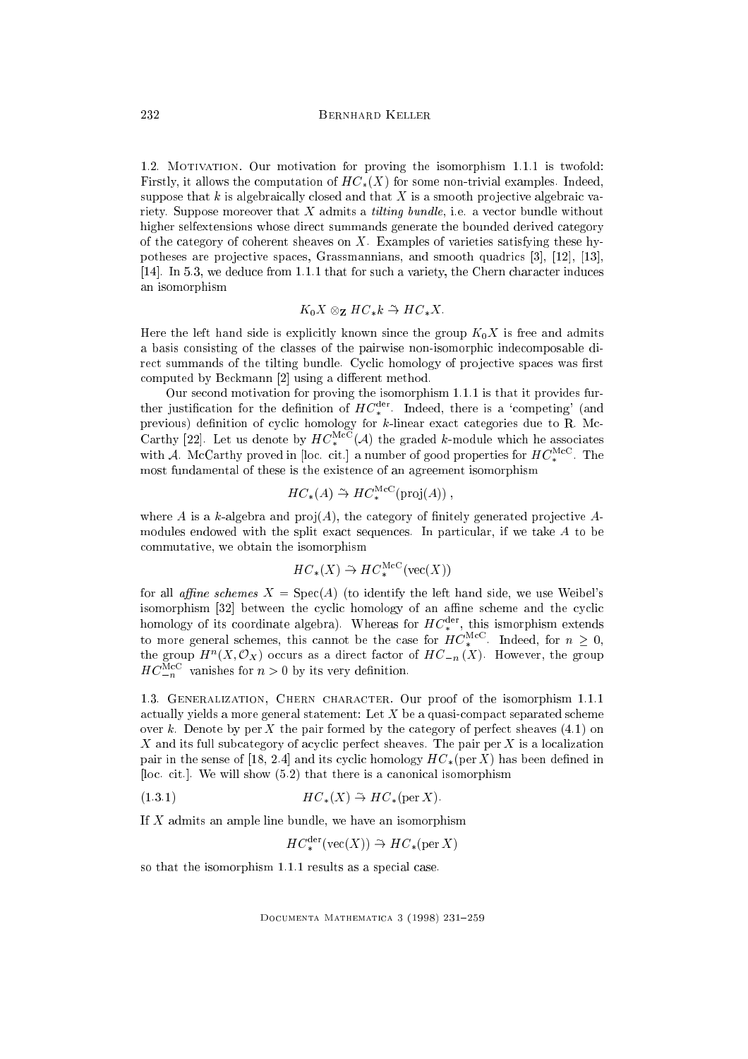1.2. Motivation. Our motivation for proving the isomorphism 1.1.1 is twofold: Firstly, it allows the computation of $HC_*(X)$ for some non-trivial examples. Indeed, suppose that $k$ is algebraically closed and that $X$ is a smooth projective algebraic variety. Suppose moreover that $X$ admits a *tilting bundle*, i.e. a vector bundle without higher selfextensions whose direct summands generate the bounded derived category of the category of coherent sheaves on $X$. Examples of varieties satisfying these hypotheses are projective spaces, Grassmannians, and smooth quadrics [3], [12], [13], [14]. In 5.3, we deduce from 1.1.1 that for such a variety, the Chern character induces an isomorphism

$$K_0 X \otimes_{\mathbf{Z}} HC_* k \overset{\sim}{\to} HC_* X.$$

Here the left hand side is explicitly known since the group $K_0 X$ is free and admits a basis consisting of the classes of the pairwise non-isomorphic indecomposable direct summands of the tilting bundle. Cyclic homology of projective spaces was first computed by Beckmann [2] using a different method.

Our second motivation for proving the isomorphism 1.1.1 is that it provides further justification for the definition of $HC_*^{\mathrm{der}}$. Indeed, there is a 'competing' (and previous) definition of cyclic homology for $k$-linear exact categories due to R. McCarthy [22]. Let us denote by $HC_*^{\mathrm{McC}}(\mathcal{A})$ the graded $k$-module which he associates with $\mathcal{A}$. McCarthy proved in [loc. cit.] a number of good properties for $HC_*^{\mathrm{McC}}$. The most fundamental of these is the existence of an agreement isomorphism

$$HC_*(A) \overset{\sim}{\to} HC_*^{\mathrm{McC}}(\mathrm{proj}(A)) \, ,$$

where $A$ is a $k$-algebra and $\mathrm{proj}(A)$, the category of finitely generated projective $A$-modules endowed with the split exact sequences. In particular, if we take $A$ to be commutative, we obtain the isomorphism

$$HC_*(X) \overset{\sim}{\to} HC_*^{\mathrm{McC}}(\mathrm{vec}(X))$$

for all *affine schemes* $X = \mathrm{Spec}(A)$ (to identify the left hand side, we use Weibel's isomorphism [32] between the cyclic homology of an affine scheme and the cyclic homology of its coordinate algebra). Whereas for $HC_*^{\mathrm{der}}$, this ismorphism extends to more general schemes, this cannot be the case for $HC_*^{\mathrm{McC}}$. Indeed, for $n \geq 0$, the group $H^n(X, \mathcal{O}_X)$ occurs as a direct factor of $HC_{-n}(X)$. However, the group $HC_{-n}^{\mathrm{McC}}$ vanishes for $n > 0$ by its very definition.

1.3. Generalization, Chern character. Our proof of the isomorphism 1.1.1 actually yields a more general statement: Let $X$ be a quasi-compact separated scheme over $k$. Denote by $\mathrm{per}\, X$ the pair formed by the category of perfect sheaves (4.1) on $X$ and its full subcategory of acyclic perfect sheaves. The pair $\mathrm{per}\, X$ is a localization pair in the sense of [18, 2.4] and its cyclic homology $HC_*(\mathrm{per}\, X)$ has been defined in [loc. cit.]. We will show (5.2) that there is a canonical isomorphism

$$HC_*(X) \overset{\sim}{\to} HC_*(\mathrm{per}\, X). \tag{1.3.1}$$

If $X$ admits an ample line bundle, we have an isomorphism

$$HC_*^{\mathrm{der}}(\mathrm{vec}(X)) \overset{\sim}{\to} HC_*(\mathrm{per}\, X)$$

so that the isomorphism 1.1.1 results as a special case.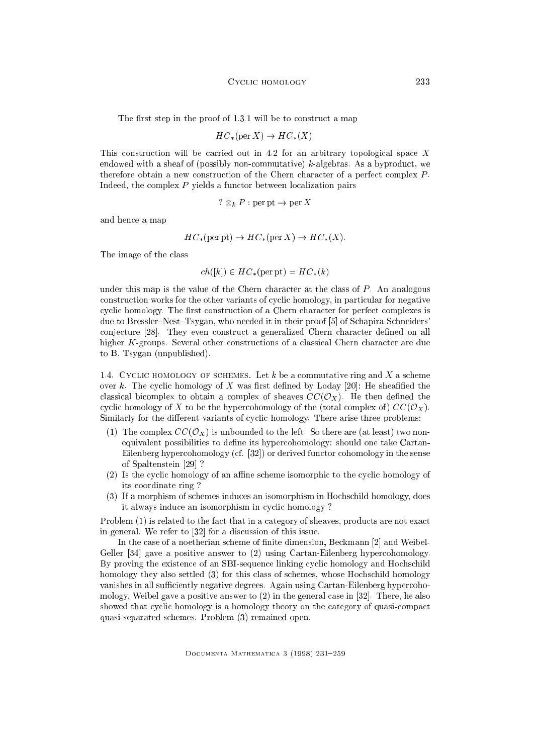The first step in the proof of 1.3.1 will be to construct a map

$$HC_*(\mathrm{per}\, X) \to HC_*(X).$$

This construction will be carried out in 4.2 for an arbitrary topological space $X$ endowed with a sheaf of (possibly non-commutative) $k$-algebras. As a byproduct, we therefore obtain a new construction of the Chern character of a perfect complex $P$. Indeed, the complex $P$ yields a functor between localization pairs

$$? \otimes_k P : \mathrm{per}\,\mathrm{pt} \to \mathrm{per}\, X$$

and hence a map

$$HC_*(\mathrm{per}\,\mathrm{pt}) \to HC_*(\mathrm{per}\, X) \to HC_*(X).$$

The image of the class

$$ch([k]) \in HC_*(\mathrm{per}\,\mathrm{pt}) = HC_*(k)$$

under this map is the value of the Chern character at the class of $P$. An analogous construction works for the other variants of cyclic homology, in particular for negative cyclic homology. The first construction of a Chern character for perfect complexes is due to Bressler–Nest–Tsygan, who needed it in their proof [5] of Schapira-Schneiders' conjecture [28]. They even construct a generalized Chern character defined on all higher $K$-groups. Several other constructions of a classical Chern character are due to B. Tsygan (unpublished).

1.4. Cyclic homology of schemes. Let $k$ be a commutative ring and $X$ a scheme over $k$. The cyclic homology of $X$ was first defined by Loday [20]: He sheafified the classical bicomplex to obtain a complex of sheaves $CC(\mathcal{O}_X)$. He then defined the cyclic homology of $X$ to be the hypercohomology of the (total complex of) $CC(\mathcal{O}_X)$. Similarly for the different variants of cyclic homology. There arise three problems:

1. The complex $CC(\mathcal{O}_X)$ is unbounded to the left. So there are (at least) two non-equivalent possibilities to define its hypercohomology: should one take Cartan-Eilenberg hypercohomology (cf. [32]) or derived functor cohomology in the sense of Spaltenstein [29] ?
2. Is the cyclic homology of an affine scheme isomorphic to the cyclic homology of its coordinate ring ?
3. If a morphism of schemes induces an isomorphism in Hochschild homology, does it always induce an isomorphism in cyclic homology ?

Problem (1) is related to the fact that in a category of sheaves, products are not exact in general. We refer to [32] for a discussion of this issue.

In the case of a noetherian scheme of finite dimension, Beckmann [2] and Weibel-Geller [34] gave a positive answer to (2) using Cartan-Eilenberg hypercohomology. By proving the existence of an SBI-sequence linking cyclic homology and Hochschild homology they also settled (3) for this class of schemes, whose Hochschild homology vanishes in all sufficiently negative degrees. Again using Cartan-Eilenberg hypercohomology, Weibel gave a positive answer to (2) in the general case in [32]. There, he also showed that cyclic homology is a homology theory on the category of quasi-compact quasi-separated schemes. Problem (3) remained open.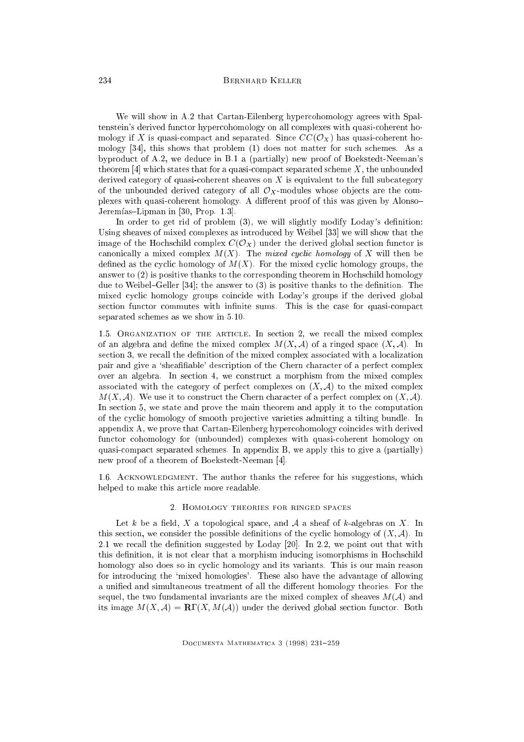We will show in A.2 that Cartan-Eilenberg hypercohomology agrees with Spaltenstein's derived functor hypercohomology on all complexes with quasi-coherent homology if $X$ is quasi-compact and separated. Since $CC(\mathcal{O}_X)$ has quasi-coherent homology [34], this shows that problem (1) does not matter for such schemes. As a byproduct of A.2, we deduce in B.1 a (partially) new proof of Boekstedt-Neeman's theorem [4] which states that for a quasi-compact separated scheme $X$, the unbounded derived category of quasi-coherent sheaves on $X$ is equivalent to the full subcategory of the unbounded derived category of all $\mathcal{O}_X$-modules whose objects are the complexes with quasi-coherent homology. A different proof of this was given by Alonso–Jeremías–Lipman in [30, Prop. 1.3].

In order to get rid of problem (3), we will slightly modify Loday's definition: Using sheaves of mixed complexes as introduced by Weibel [33] we will show that the image of the Hochschild complex $C(\mathcal{O}_X)$ under the derived global section functor is canonically a mixed complex $M(X)$. The *mixed cyclic homology* of $X$ will then be defined as the cyclic homology of $M(X)$. For the mixed cyclic homology groups, the answer to (2) is positive thanks to the corresponding theorem in Hochschild homology due to Weibel–Geller [34]; the answer to (3) is positive thanks to the definition. The mixed cyclic homology groups coincide with Loday's groups if the derived global section functor commutes with infinite sums. This is the case for quasi-compact separated schemes as we show in 5.10.

1.5. Organization of the article. In section 2, we recall the mixed complex of an algebra and define the mixed complex $M(X, \mathcal{A})$ of a ringed space $(X, \mathcal{A})$. In section 3, we recall the definition of the mixed complex associated with a localization pair and give a 'sheafifiable' description of the Chern character of a perfect complex over an algebra. In section 4, we construct a morphism from the mixed complex associated with the category of perfect complexes on $(X, \mathcal{A})$ to the mixed complex $M(X, \mathcal{A})$. We use it to construct the Chern character of a perfect complex on $(X, \mathcal{A})$. In section 5, we state and prove the main theorem and apply it to the computation of the cyclic homology of smooth projective varieties admitting a tilting bundle. In appendix A, we prove that Cartan-Eilenberg hypercohomology coincides with derived functor cohomology for (unbounded) complexes with quasi-coherent homology on quasi-compact separated schemes. In appendix B, we apply this to give a (partially) new proof of a theorem of Boekstedt-Neeman [4].

1.6. Acknowledgment. The author thanks the referee for his suggestions, which helped to make this article more readable.

## 2. Homology theories for ringed spaces

Let $k$ be a field, $X$ a topological space, and $\mathcal{A}$ a sheaf of $k$-algebras on $X$. In this section, we consider the possible definitions of the cyclic homology of $(X, \mathcal{A})$. In 2.1 we recall the definition suggested by Loday [20]. In 2.2, we point out that with this definition, it is not clear that a morphism inducing isomorphisms in Hochschild homology also does so in cyclic homology and its variants. This is our main reason for introducing the 'mixed homologies'. These also have the advantage of allowing a unified and simultaneous treatment of all the different homology theories. For the sequel, the two fundamental invariants are the mixed complex of sheaves $M(\mathcal{A})$ and its image $M(X, \mathcal{A}) = \mathbf{R}\Gamma(X, M(\mathcal{A}))$ under the derived global section functor. Both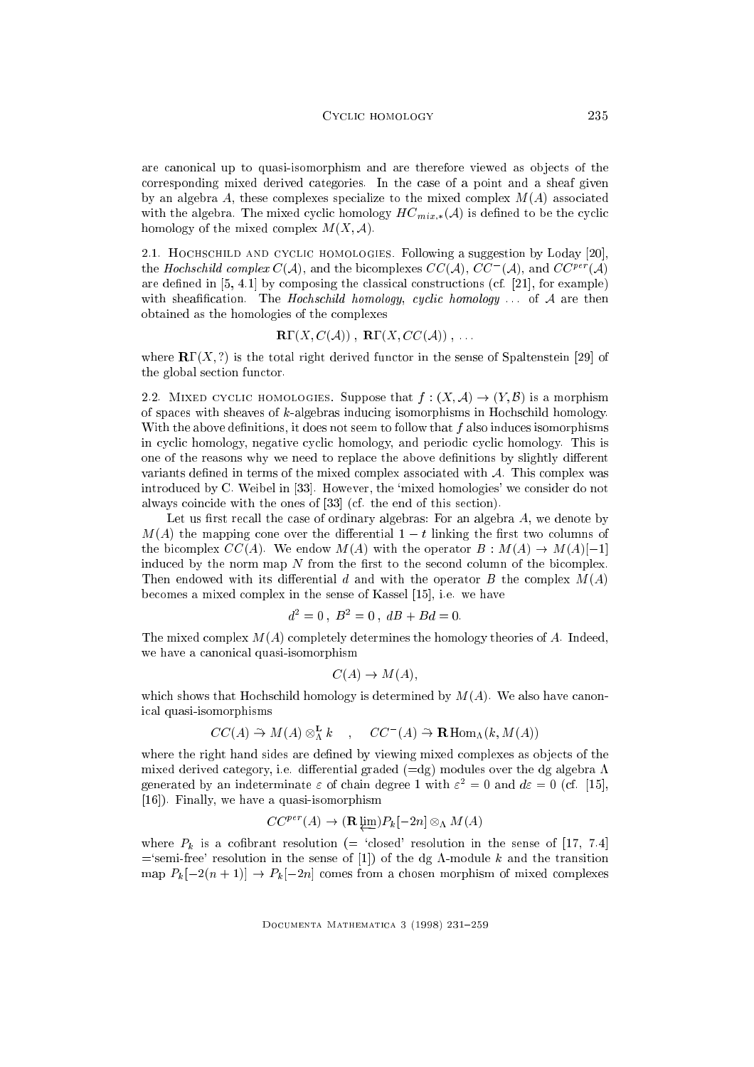are canonical up to quasi-isomorphism and are therefore viewed as objects of the corresponding mixed derived categories. In the case of a point and a sheaf given by an algebra $A$, these complexes specialize to the mixed complex $M(A)$ associated with the algebra. The mixed cyclic homology $HC_{mix,*}(\mathcal{A})$ is defined to be the cyclic homology of the mixed complex $M(X, \mathcal{A})$.

2.1. Hochschild and cyclic homologies. Following a suggestion by Loday [20], the *Hochschild complex* $C(\mathcal{A})$, and the bicomplexes $CC(\mathcal{A})$, $CC^{-}(\mathcal{A})$, and $CC^{per}(\mathcal{A})$ are defined in [5, 4.1] by composing the classical constructions (cf. [21], for example) with sheafification. The *Hochschild homology*, *cyclic homology* ... of $\mathcal{A}$ are then obtained as the homologies of the complexes

$$\mathbf{R}\Gamma(X, C(\mathcal{A}))\ ,\ \mathbf{R}\Gamma(X, CC(\mathcal{A}))\ , \ \ldots$$

where $\mathbf{R}\Gamma(X, ?)$ is the total right derived functor in the sense of Spaltenstein [29] of the global section functor.

2.2. Mixed cyclic homologies. Suppose that $f : (X, \mathcal{A}) \to (Y, \mathcal{B})$ is a morphism of spaces with sheaves of $k$-algebras inducing isomorphisms in Hochschild homology. With the above definitions, it does not seem to follow that $f$ also induces isomorphisms in cyclic homology, negative cyclic homology, and periodic cyclic homology. This is one of the reasons why we need to replace the above definitions by slightly different variants defined in terms of the mixed complex associated with $\mathcal{A}$. This complex was introduced by C. Weibel in [33]. However, the 'mixed homologies' we consider do not always coincide with the ones of [33] (cf. the end of this section).

Let us first recall the case of ordinary algebras: For an algebra $A$, we denote by $M(A)$ the mapping cone over the differential $1 - t$ linking the first two columns of the bicomplex $CC(A)$. We endow $M(A)$ with the operator $B : M(A) \to M(A)[-1]$ induced by the norm map $N$ from the first to the second column of the bicomplex. Then endowed with its differential $d$ and with the operator $B$ the complex $M(A)$ becomes a mixed complex in the sense of Kassel [15], i.e. we have

$$d^2 = 0\ ,\ B^2 = 0\ ,\ dB + Bd = 0.$$

The mixed complex $M(A)$ completely determines the homology theories of $A$. Indeed, we have a canonical quasi-isomorphism

$$C(A) \to M(A),$$

which shows that Hochschild homology is determined by $M(A)$. We also have canonical quasi-isomorphisms

$$CC(A) \xrightarrow{\sim} M(A) \otimes^{\mathbf{L}}_{\Lambda} k \quad , \quad CC^{-}(A) \xrightarrow{\sim} \mathbf{R}\operatorname{Hom}_{\Lambda}(k, M(A))$$

where the right hand sides are defined by viewing mixed complexes as objects of the mixed derived category, i.e. differential graded (=dg) modules over the dg algebra $\Lambda$ generated by an indeterminate $\varepsilon$ of chain degree 1 with $\varepsilon^2 = 0$ and $d\varepsilon = 0$ (cf. [15], [16]). Finally, we have a quasi-isomorphism

$$CC^{per}(A) \to (\mathbf{R}\varprojlim) P_k[-2n] \otimes_{\Lambda} M(A)$$

where $P_k$ is a cofibrant resolution (= 'closed' resolution in the sense of [17, 7.4] ='semi-free' resolution in the sense of [1]) of the dg $\Lambda$-module $k$ and the transition map $P_k[-2(n+1)] \to P_k[-2n]$ comes from a chosen morphism of mixed complexes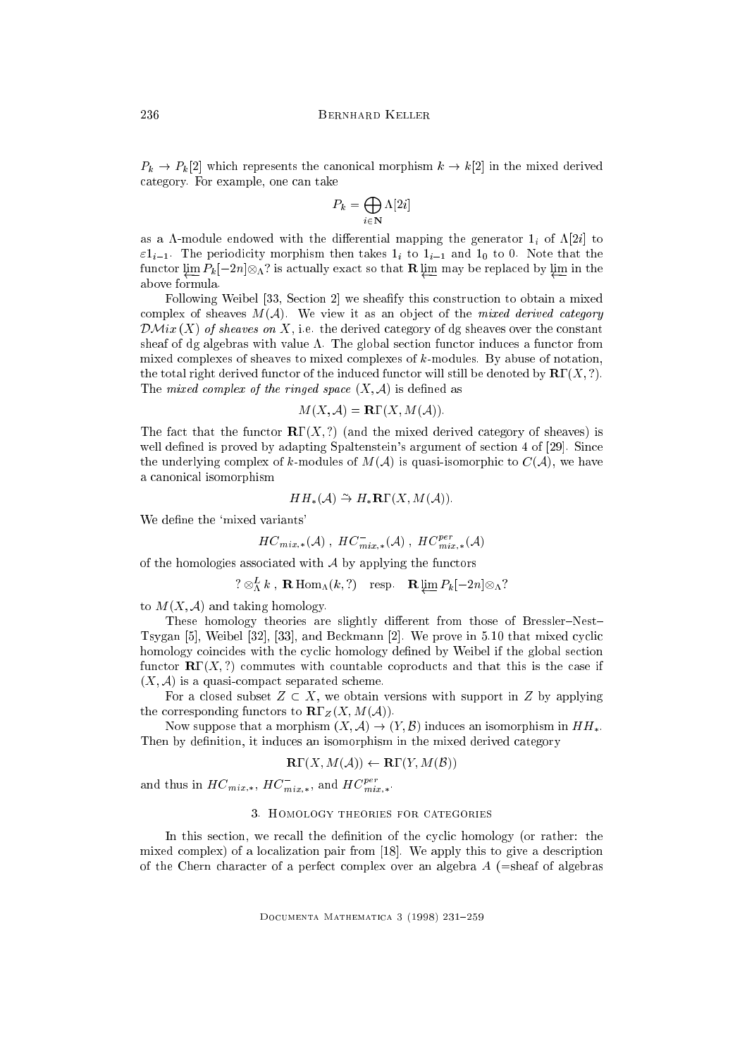$P_k \to P_k[2]$ which represents the canonical morphism $k \to k[2]$ in the mixed derived category. For example, one can take

$$P_k = \bigoplus_{i \in \mathbf{N}} \Lambda[2i]$$

as a $\Lambda$-module endowed with the differential mapping the generator $1_i$ of $\Lambda[2i]$ to $\varepsilon 1_{i-1}$. The periodicity morphism then takes $1_i$ to $1_{i-1}$ and $1_0$ to 0. Note that the functor $\varprojlim P_k[-2n] \otimes_\Lambda ?$ is actually exact so that $\mathbf{R}\varprojlim$ may be replaced by $\varprojlim$ in the above formula.

Following Weibel [33, Section 2] we sheafify this construction to obtain a mixed complex of sheaves $M(\mathcal{A})$. We view it as an object of the *mixed derived category* $\mathcal{DM}ix\,(X)$ *of sheaves on* $X$, i.e. the derived category of dg sheaves over the constant sheaf of dg algebras with value $\Lambda$. The global section functor induces a functor from mixed complexes of sheaves to mixed complexes of $k$-modules. By abuse of notation, the total right derived functor of the induced functor will still be denoted by $\mathbf{R}\Gamma(X, ?)$. The *mixed complex of the ringed space* $(X, \mathcal{A})$ is defined as

$$M(X, \mathcal{A}) = \mathbf{R}\Gamma(X, M(\mathcal{A})).$$

The fact that the functor $\mathbf{R}\Gamma(X, ?)$ (and the mixed derived category of sheaves) is well defined is proved by adapting Spaltenstein's argument of section 4 of [29]. Since the underlying complex of $k$-modules of $M(\mathcal{A})$ is quasi-isomorphic to $C(\mathcal{A})$, we have a canonical isomorphism

$$HH_*(\mathcal{A}) \xrightarrow{\sim} H_* \mathbf{R}\Gamma(X, M(\mathcal{A})).$$

We define the 'mixed variants'

$$HC_{mix,*}(\mathcal{A})\ ,\ HC^{-}_{mix,*}(\mathcal{A})\ ,\ HC^{per}_{mix,*}(\mathcal{A})$$

of the homologies associated with $\mathcal{A}$ by applying the functors

$$? \otimes^L_\Lambda k\ ,\ \mathbf{R}\operatorname{Hom}_\Lambda(k, ?) \quad \text{resp.} \quad \mathbf{R}\varprojlim P_k[-2n] \otimes_\Lambda ?$$

to $M(X, \mathcal{A})$ and taking homology.

These homology theories are slightly different from those of Bressler–Nest–Tsygan [5], Weibel [32], [33], and Beckmann [2]. We prove in 5.10 that mixed cyclic homology coincides with the cyclic homology defined by Weibel if the global section functor $\mathbf{R}\Gamma(X, ?)$ commutes with countable coproducts and that this is the case if $(X, \mathcal{A})$ is a quasi-compact separated scheme.

For a closed subset $Z \subset X$, we obtain versions with support in $Z$ by applying the corresponding functors to $\mathbf{R}\Gamma_Z(X, M(\mathcal{A}))$.

Now suppose that a morphism $(X, \mathcal{A}) \to (Y, \mathcal{B})$ induces an isomorphism in $HH_*$. Then by definition, it induces an isomorphism in the mixed derived category

$$\mathbf{R}\Gamma(X, M(\mathcal{A})) \leftarrow \mathbf{R}\Gamma(Y, M(\mathcal{B}))$$

and thus in $HC_{mix,*}$, $HC^{-}_{mix,*}$, and $HC^{per}_{mix,*}$.

## 3. Homology theories for categories

In this section, we recall the definition of the cyclic homology (or rather: the mixed complex) of a localization pair from [18]. We apply this to give a description of the Chern character of a perfect complex over an algebra $A$ (=sheaf of algebras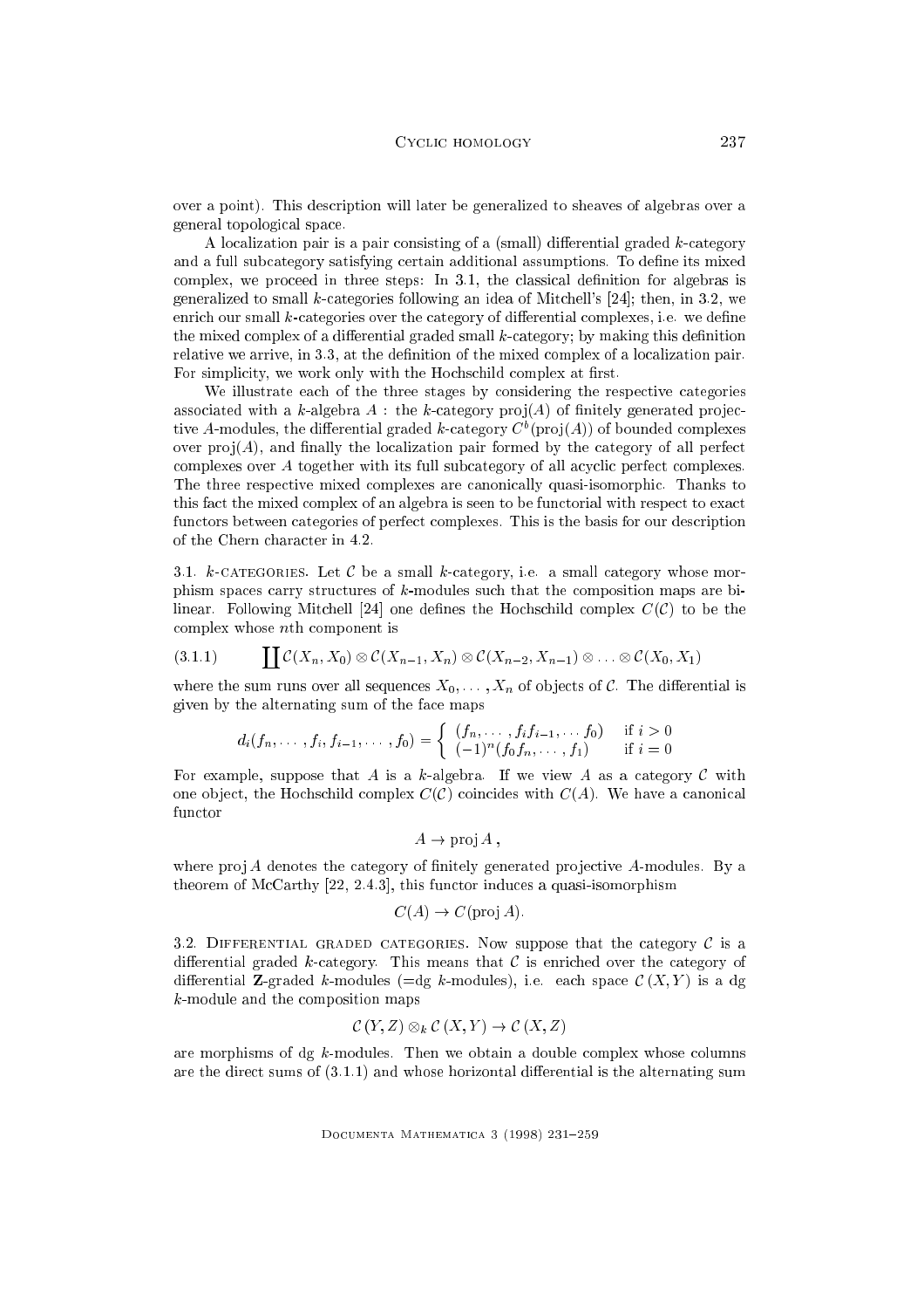over a point). This description will later be generalized to sheaves of algebras over a general topological space.

A localization pair is a pair consisting of a (small) differential graded $k$-category and a full subcategory satisfying certain additional assumptions. To define its mixed complex, we proceed in three steps: In 3.1, the classical definition for algebras is generalized to small $k$-categories following an idea of Mitchell's [24]; then, in 3.2, we enrich our small $k$-categories over the category of differential complexes, i.e. we define the mixed complex of a differential graded small $k$-category; by making this definition relative we arrive, in 3.3, at the definition of the mixed complex of a localization pair. For simplicity, we work only with the Hochschild complex at first.

We illustrate each of the three stages by considering the respective categories associated with a $k$-algebra $A$ : the $k$-category $\mathrm{proj}(A)$ of finitely generated projective $A$-modules, the differential graded $k$-category $C^b(\mathrm{proj}(A))$ of bounded complexes over $\mathrm{proj}(A)$, and finally the localization pair formed by the category of all perfect complexes over $A$ together with its full subcategory of all acyclic perfect complexes. The three respective mixed complexes are canonically quasi-isomorphic. Thanks to this fact the mixed complex of an algebra is seen to be functorial with respect to exact functors between categories of perfect complexes. This is the basis for our description of the Chern character in 4.2.

3.1. $k$-categories. Let $\mathcal{C}$ be a small $k$-category, i.e. a small category whose morphism spaces carry structures of $k$-modules such that the composition maps are bilinear. Following Mitchell [24] one defines the Hochschild complex $C(\mathcal{C})$ to be the complex whose $n$th component is

$$\coprod \mathcal{C}(X_n, X_0) \otimes \mathcal{C}(X_{n-1}, X_n) \otimes \mathcal{C}(X_{n-2}, X_{n-1}) \otimes \ldots \otimes \mathcal{C}(X_0, X_1) \tag{3.1.1}$$

where the sum runs over all sequences $X_0, \ldots, X_n$ of objects of $\mathcal{C}$. The differential is given by the alternating sum of the face maps

$$d_i(f_n, \ldots, f_i, f_{i-1}, \ldots, f_0) = \begin{cases} (f_n, \ldots, f_i f_{i-1}, \ldots f_0) & \text{if } i > 0 \\ (-1)^n (f_0 f_n, \ldots, f_1) & \text{if } i = 0 \end{cases}$$

For example, suppose that $A$ is a $k$-algebra. If we view $A$ as a category $\mathcal{C}$ with one object, the Hochschild complex $C(\mathcal{C})$ coincides with $C(A)$. We have a canonical functor

$$A \to \mathrm{proj}\, A\,,$$

where $\mathrm{proj}\, A$ denotes the category of finitely generated projective $A$-modules. By a theorem of McCarthy [22, 2.4.3], this functor induces a quasi-isomorphism

$$C(A) \to C(\mathrm{proj}\, A).$$

3.2. Differential graded categories. Now suppose that the category $\mathcal{C}$ is a differential graded $k$-category. This means that $\mathcal{C}$ is enriched over the category of differential $\mathbf{Z}$-graded $k$-modules (=dg $k$-modules), i.e. each space $\mathcal{C}(X, Y)$ is a dg $k$-module and the composition maps

$$\mathcal{C}(Y, Z) \otimes_k \mathcal{C}(X, Y) \to \mathcal{C}(X, Z)$$

are morphisms of dg $k$-modules. Then we obtain a double complex whose columns are the direct sums of (3.1.1) and whose horizontal differential is the alternating sum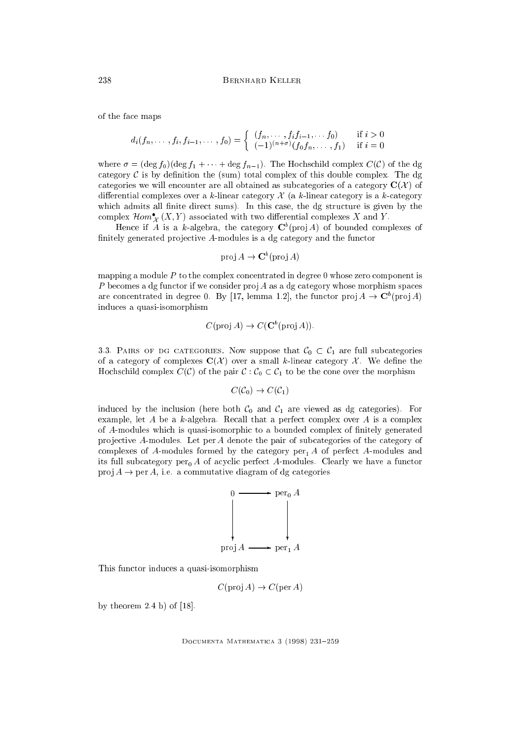of the face maps

$$d_i(f_n, \ldots, f_i, f_{i-1}, \ldots, f_0) = \begin{cases} (f_n, \cdots, f_i f_{i-1}, \cdots f_0) & \text{if } i > 0 \\ (-1)^{(n+\sigma)}(f_0 f_n, \ldots, f_1) & \text{if } i = 0 \end{cases}$$

where $\sigma = (\deg f_0)(\deg f_1 + \cdots + \deg f_{n-1})$. The Hochschild complex $C(\mathcal{C})$ of the dg category $\mathcal{C}$ is by definition the (sum) total complex of this double complex. The dg categories we will encounter are all obtained as subcategories of a category $\mathbf{C}(\mathcal{X})$ of differential complexes over a $k$-linear category $\mathcal{X}$ (a $k$-linear category is a $k$-category which admits all finite direct sums). In this case, the dg structure is given by the complex $\mathcal{H}om^\bullet_{\mathcal{X}}(X, Y)$ associated with two differential complexes $X$ and $Y$.

Hence if $A$ is a $k$-algebra, the category $\mathbf{C}^b(\operatorname{proj} A)$ of bounded complexes of finitely generated projective $A$-modules is a dg category and the functor

$$\operatorname{proj} A \to \mathbf{C}^b(\operatorname{proj} A)$$

mapping a module $P$ to the complex concentrated in degree 0 whose zero component is $P$ becomes a dg functor if we consider $\operatorname{proj} A$ as a dg category whose morphism spaces are concentrated in degree 0. By [17, lemma 1.2], the functor $\operatorname{proj} A \to \mathbf{C}^b(\operatorname{proj} A)$ induces a quasi-isomorphism

$$C(\operatorname{proj} A) \to C(\mathbf{C}^b(\operatorname{proj} A)).$$

3.3. Pairs of dg categories. Now suppose that $\mathcal{C}_0 \subset \mathcal{C}_1$ are full subcategories of a category of complexes $\mathbf{C}(\mathcal{X})$ over a small $k$-linear category $\mathcal{X}$. We define the Hochschild complex $C(\mathcal{C})$ of the pair $\mathcal{C} : \mathcal{C}_0 \subset \mathcal{C}_1$ to be the cone over the morphism

$$C(\mathcal{C}_0) \to C(\mathcal{C}_1)$$

induced by the inclusion (here both $\mathcal{C}_0$ and $\mathcal{C}_1$ are viewed as dg categories). For example, let $A$ be a $k$-algebra. Recall that a perfect complex over $A$ is a complex of $A$-modules which is quasi-isomorphic to a bounded complex of finitely generated projective $A$-modules. Let $\operatorname{per} A$ denote the pair of subcategories of the category of complexes of $A$-modules formed by the category $\operatorname{per}_1 A$ of perfect $A$-modules and its full subcategory $\operatorname{per}_0 A$ of acyclic perfect $A$-modules. Clearly we have a functor $\operatorname{proj} A \to \operatorname{per} A$, i.e. a commutative diagram of dg categories

$$\begin{array}{ccc} 0 & \longrightarrow & \operatorname{per}_0 A \\ \downarrow & & \downarrow \\ \operatorname{proj} A & \longrightarrow & \operatorname{per}_1 A \end{array}$$

This functor induces a quasi-isomorphism

$$C(\operatorname{proj} A) \to C(\operatorname{per} A)$$

by theorem 2.4 b) of [18].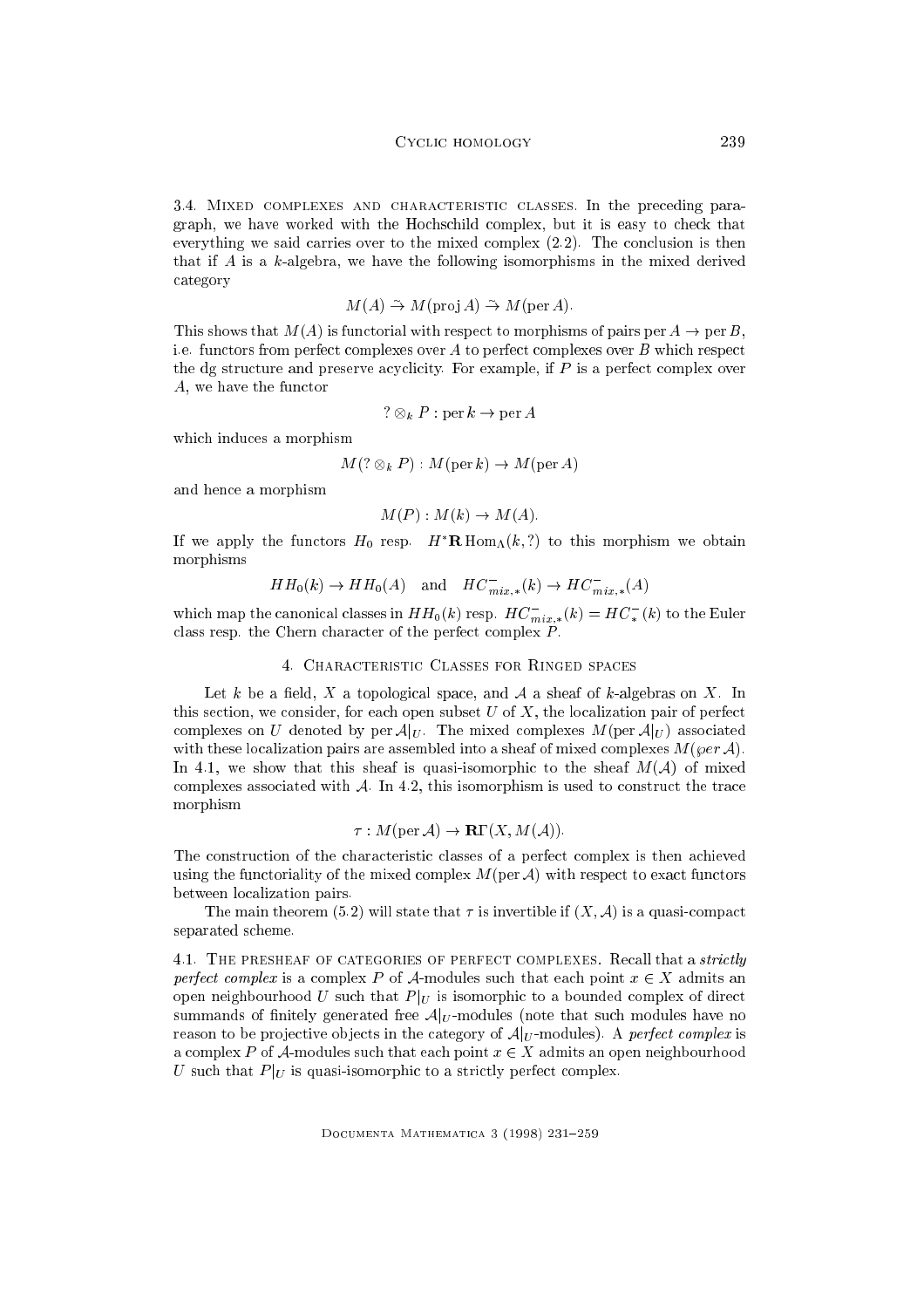3.4. Mixed complexes and characteristic classes. In the preceding paragraph, we have worked with the Hochschild complex, but it is easy to check that everything we said carries over to the mixed complex (2.2). The conclusion is then that if $A$ is a $k$-algebra, we have the following isomorphisms in the mixed derived category

$$M(A) \tilde{\to} M(\operatorname{proj} A) \tilde{\to} M(\operatorname{per} A).$$

This shows that $M(A)$ is functorial with respect to morphisms of pairs $\operatorname{per} A \to \operatorname{per} B$, i.e. functors from perfect complexes over $A$ to perfect complexes over $B$ which respect the dg structure and preserve acyclicity. For example, if $P$ is a perfect complex over $A$, we have the functor

$$? \otimes_k P : \operatorname{per} k \to \operatorname{per} A$$

which induces a morphism

$$M(? \otimes_k P) : M(\operatorname{per} k) \to M(\operatorname{per} A)$$

and hence a morphism

$$M(P) : M(k) \to M(A).$$

If we apply the functors $H_0$ resp. $H^* \mathbf{R}\operatorname{Hom}_\Lambda(k, ?)$ to this morphism we obtain morphisms

$$HH_0(k) \to HH_0(A) \quad \text{and} \quad HC^-_{mix,*}(k) \to HC^-_{mix,*}(A)$$

which map the canonical classes in $HH_0(k)$ resp. $HC^-_{mix,*}(k) = HC^-_*(k)$ to the Euler class resp. the Chern character of the perfect complex $P$.

## 4. Characteristic Classes for Ringed spaces

Let $k$ be a field, $X$ a topological space, and $\mathcal{A}$ a sheaf of $k$-algebras on $X$. In this section, we consider, for each open subset $U$ of $X$, the localization pair of perfect complexes on $U$ denoted by $\operatorname{per} \mathcal{A}|_U$. The mixed complexes $M(\operatorname{per} \mathcal{A}|_U)$ associated with these localization pairs are assembled into a sheaf of mixed complexes $M(\wp er\, \mathcal{A})$. In 4.1, we show that this sheaf is quasi-isomorphic to the sheaf $M(\mathcal{A})$ of mixed complexes associated with $\mathcal{A}$. In 4.2, this isomorphism is used to construct the trace morphism

$$\tau : M(\operatorname{per} \mathcal{A}) \to \mathbf{R}\Gamma(X, M(\mathcal{A})).$$

The construction of the characteristic classes of a perfect complex is then achieved using the functoriality of the mixed complex $M(\operatorname{per} \mathcal{A})$ with respect to exact functors between localization pairs.

The main theorem (5.2) will state that $\tau$ is invertible if $(X, \mathcal{A})$ is a quasi-compact separated scheme.

4.1. The presheaf of categories of perfect complexes. Recall that a *strictly perfect complex* is a complex $P$ of $\mathcal{A}$-modules such that each point $x \in X$ admits an open neighbourhood $U$ such that $P|_U$ is isomorphic to a bounded complex of direct summands of finitely generated free $\mathcal{A}|_U$-modules (note that such modules have no reason to be projective objects in the category of $\mathcal{A}|_U$-modules). A *perfect complex* is a complex $P$ of $\mathcal{A}$-modules such that each point $x \in X$ admits an open neighbourhood $U$ such that $P|_U$ is quasi-isomorphic to a strictly perfect complex.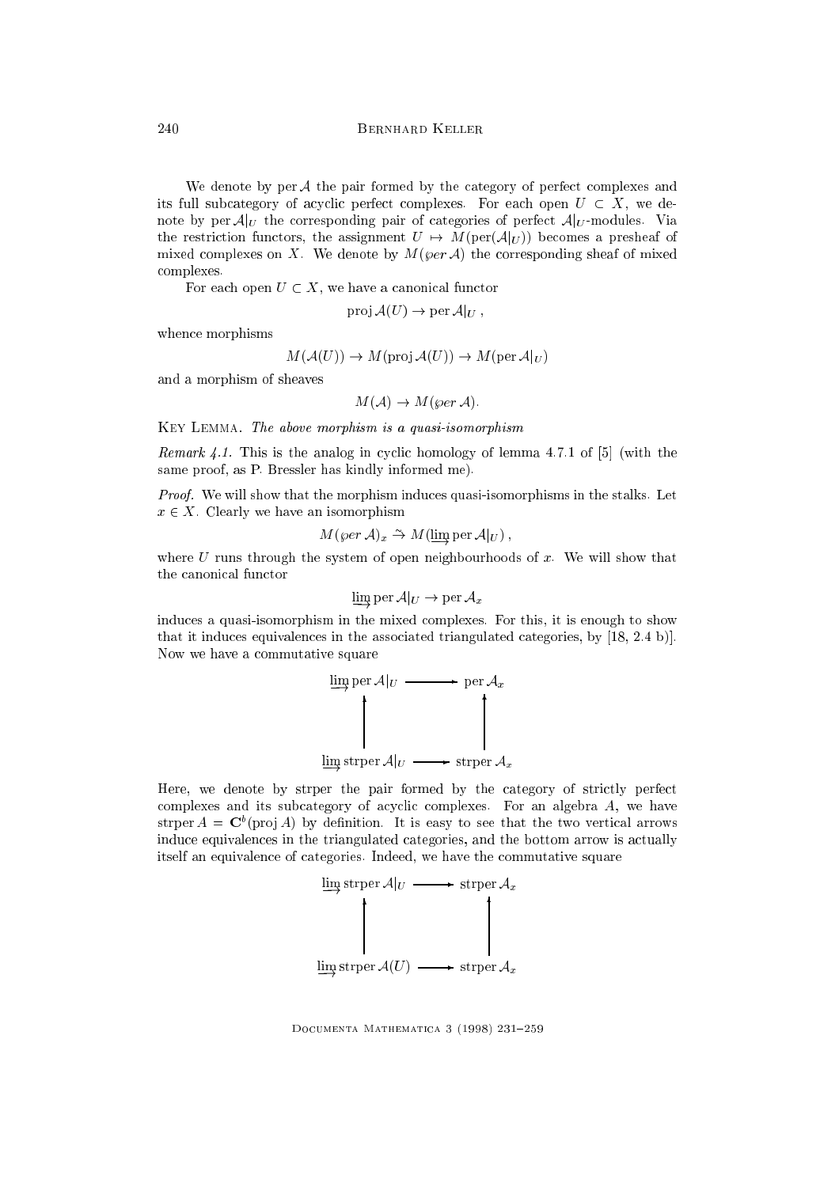We denote by $\operatorname{per} \mathcal{A}$ the pair formed by the category of perfect complexes and its full subcategory of acyclic perfect complexes. For each open $U \subset X$, we denote by $\operatorname{per} \mathcal{A}|_U$ the corresponding pair of categories of perfect $\mathcal{A}|_U$-modules. Via the restriction functors, the assignment $U \mapsto M(\operatorname{per}(\mathcal{A}|_U))$ becomes a presheaf of mixed complexes on $X$. We denote by $M(\wp er\, \mathcal{A})$ the corresponding sheaf of mixed complexes.

For each open $U \subset X$, we have a canonical functor

$$\operatorname{proj} \mathcal{A}(U) \to \operatorname{per} \mathcal{A}|_U ,$$

whence morphisms

$$M(\mathcal{A}(U)) \to M(\operatorname{proj} \mathcal{A}(U)) \to M(\operatorname{per} \mathcal{A}|_U)$$

and a morphism of sheaves

$$M(\mathcal{A}) \to M(\wp er\, \mathcal{A}).$$

Key Lemma. *The above morphism is a quasi-isomorphism*

*Remark 4.1.* This is the analog in cyclic homology of lemma 4.7.1 of [5] (with the same proof, as P. Bressler has kindly informed me).

*Proof.* We will show that the morphism induces quasi-isomorphisms in the stalks. Let $x \in X$. Clearly we have an isomorphism

$$M(\wp er\, \mathcal{A})_x \xrightarrow{\sim} M(\varinjlim \operatorname{per} \mathcal{A}|_U) ,$$

where $U$ runs through the system of open neighbourhoods of $x$. We will show that the canonical functor

$$\varinjlim \operatorname{per} \mathcal{A}|_U \to \operatorname{per} \mathcal{A}_x$$

induces a quasi-isomorphism in the mixed complexes. For this, it is enough to show that it induces equivalences in the associated triangulated categories, by [18, 2.4 b)]. Now we have a commutative square

$$\begin{array}{ccc} \varinjlim \operatorname{per} \mathcal{A}|_U & \longrightarrow & \operatorname{per} \mathcal{A}_x \\ \uparrow & & \uparrow \\ \varinjlim \operatorname{strper} \mathcal{A}|_U & \longrightarrow & \operatorname{strper} \mathcal{A}_x \end{array}$$

Here, we denote by strper the pair formed by the category of strictly perfect complexes and its subcategory of acyclic complexes. For an algebra $A$, we have $\operatorname{strper} A = \mathbf{C}^b(\operatorname{proj} A)$ by definition. It is easy to see that the two vertical arrows induce equivalences in the triangulated categories, and the bottom arrow is actually itself an equivalence of categories. Indeed, we have the commutative square

$$\begin{array}{ccc} \varinjlim \operatorname{strper} \mathcal{A}|_U & \longrightarrow & \operatorname{strper} \mathcal{A}_x \\ \uparrow & & \uparrow \\ \varinjlim \operatorname{strper} \mathcal{A}(U) & \longrightarrow & \operatorname{strper} \mathcal{A}_x \end{array}$$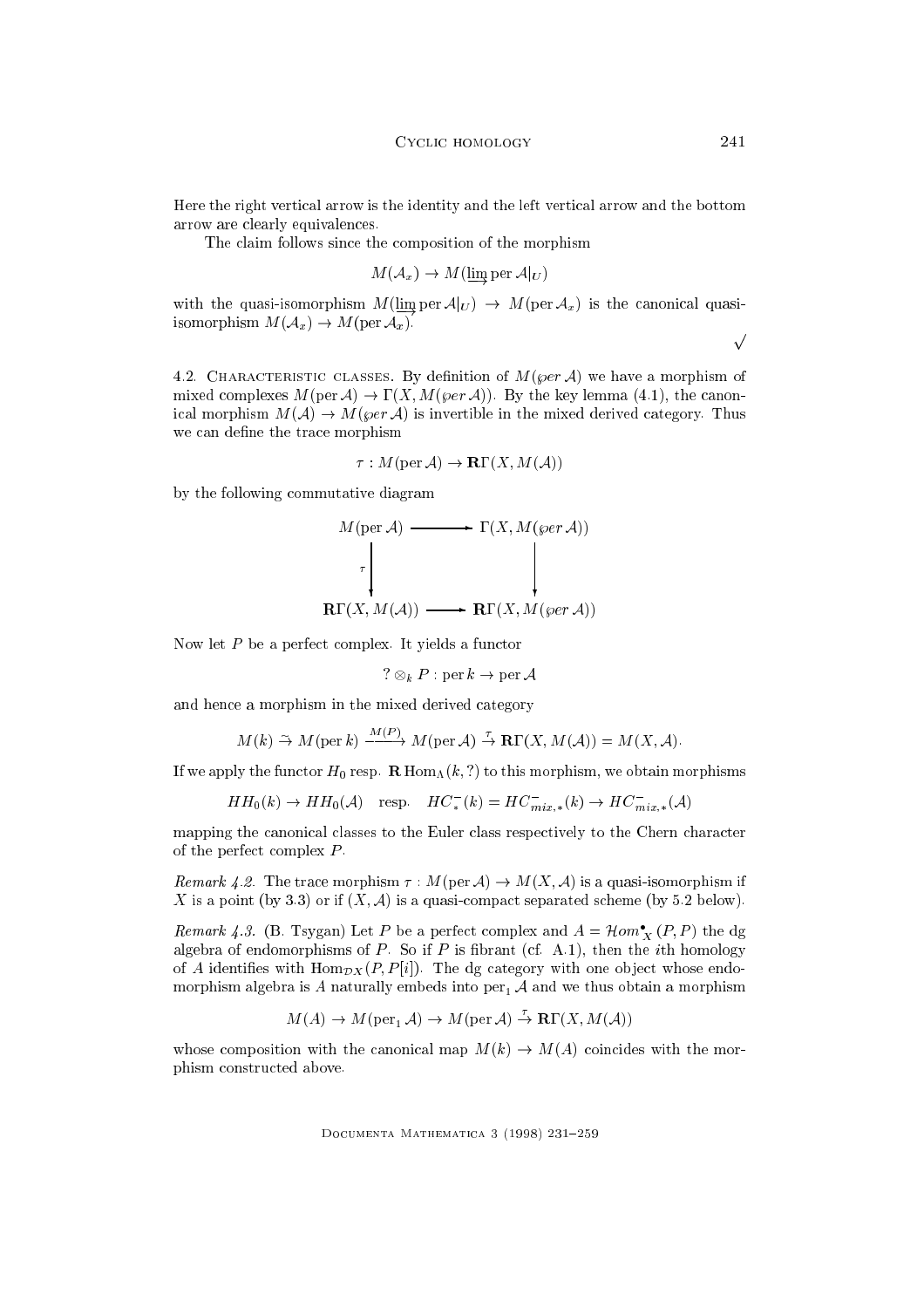Here the right vertical arrow is the identity and the left vertical arrow and the bottom arrow are clearly equivalences.

The claim follows since the composition of the morphism

$$M(\mathcal{A}_x) \to M(\varinjlim \operatorname{per} \mathcal{A}|_U)$$

with the quasi-isomorphism $M(\varinjlim \operatorname{per} \mathcal{A}|_U) \to M(\operatorname{per} \mathcal{A}_x)$ is the canonical quasi-isomorphism $M(\mathcal{A}_x) \to M(\operatorname{per} \mathcal{A}_x)$.

$\checkmark$

4.2. Characteristic classes. By definition of $M(\wp er\, \mathcal{A})$ we have a morphism of mixed complexes $M(\operatorname{per} \mathcal{A}) \to \Gamma(X, M(\wp er\, \mathcal{A}))$. By the key lemma (4.1), the canonical morphism $M(\mathcal{A}) \to M(\wp er\, \mathcal{A})$ is invertible in the mixed derived category. Thus we can define the trace morphism

$$\tau : M(\operatorname{per} \mathcal{A}) \to \mathbf{R}\Gamma(X, M(\mathcal{A}))$$

by the following commutative diagram

$$\begin{array}{ccc} M(\operatorname{per} \mathcal{A}) & \longrightarrow & \Gamma(X, M(\wp er\, \mathcal{A})) \\ {\scriptstyle\tau}\downarrow & & \downarrow \\ \mathbf{R}\Gamma(X, M(\mathcal{A})) & \longrightarrow & \mathbf{R}\Gamma(X, M(\wp er\, \mathcal{A})) \end{array}$$

Now let $P$ be a perfect complex. It yields a functor

$$? \otimes_k P : \operatorname{per} k \to \operatorname{per} \mathcal{A}$$

and hence a morphism in the mixed derived category

$$M(k) \xrightarrow{\sim} M(\operatorname{per} k) \xrightarrow{M(P)} M(\operatorname{per} \mathcal{A}) \xrightarrow{\tau} \mathbf{R}\Gamma(X, M(\mathcal{A})) = M(X, \mathcal{A}).$$

If we apply the functor $H_0$ resp. $\mathbf{R}\operatorname{Hom}_\Lambda(k, ?)$ to this morphism, we obtain morphisms

$$HH_0(k) \to HH_0(\mathcal{A}) \quad \text{resp.} \quad HC_*^-(k) = HC_{mix,*}^-(k) \to HC_{mix,*}^-(\mathcal{A})$$

mapping the canonical classes to the Euler class respectively to the Chern character of the perfect complex $P$.

*Remark 4.2.* The trace morphism $\tau : M(\operatorname{per} \mathcal{A}) \to M(X, \mathcal{A})$ is a quasi-isomorphism if $X$ is a point (by 3.3) or if $(X, \mathcal{A})$ is a quasi-compact separated scheme (by 5.2 below).

*Remark 4.3.* (B. Tsygan) Let $P$ be a perfect complex and $A = \mathcal{H}om_X^\bullet(P, P)$ the dg algebra of endomorphisms of $P$. So if $P$ is fibrant (cf. A.1), then the $i$th homology of $A$ identifies with $\operatorname{Hom}_{\mathcal{D}X}(P, P[i])$. The dg category with one object whose endomorphism algebra is $A$ naturally embeds into $\operatorname{per}_1 \mathcal{A}$ and we thus obtain a morphism

$$M(A) \to M(\operatorname{per}_1 \mathcal{A}) \to M(\operatorname{per} \mathcal{A}) \xrightarrow{\tau} \mathbf{R}\Gamma(X, M(\mathcal{A}))$$

whose composition with the canonical map $M(k) \to M(A)$ coincides with the morphism constructed above.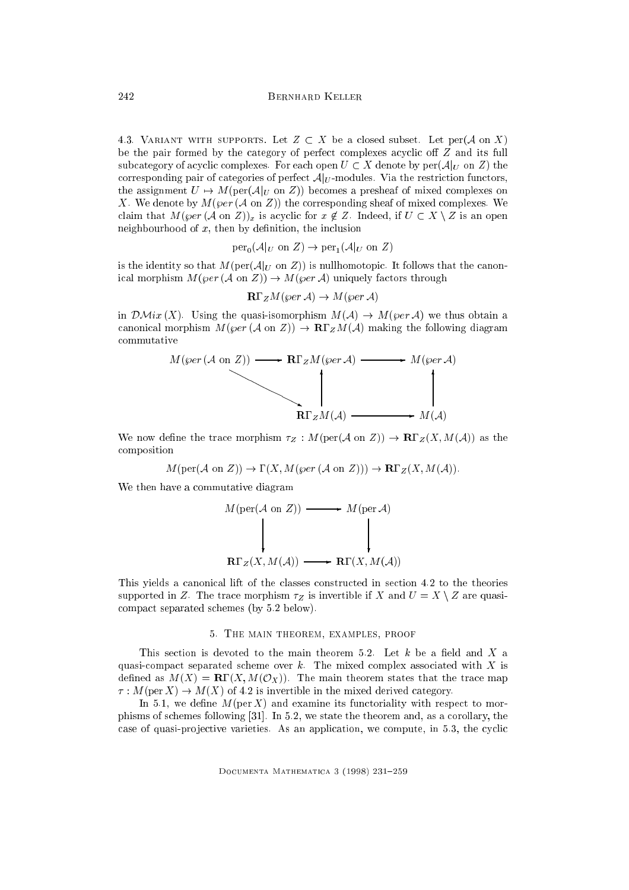4.3. Variant with supports. Let $Z \subset X$ be a closed subset. Let $\mathrm{per}(\mathcal{A} \text{ on } X)$ be the pair formed by the category of perfect complexes acyclic off $Z$ and its full subcategory of acyclic complexes. For each open $U \subset X$ denote by $\mathrm{per}(\mathcal{A}|_U \text{ on } Z)$ the corresponding pair of categories of perfect $\mathcal{A}|_U$-modules. Via the restriction functors, the assignment $U \mapsto M(\mathrm{per}(\mathcal{A}|_U \text{ on } Z))$ becomes a presheaf of mixed complexes on $X$. We denote by $M(\wp er\,(\mathcal{A} \text{ on } Z))$ the corresponding sheaf of mixed complexes. We claim that $M(\wp er\,(\mathcal{A} \text{ on } Z))_x$ is acyclic for $x \notin Z$. Indeed, if $U \subset X \setminus Z$ is an open neighbourhood of $x$, then by definition, the inclusion

$$\mathrm{per}_0(\mathcal{A}|_U \text{ on } Z) \to \mathrm{per}_1(\mathcal{A}|_U \text{ on } Z)$$

is the identity so that $M(\mathrm{per}(\mathcal{A}|_U \text{ on } Z))$ is nullhomotopic. It follows that the canonical morphism $M(\wp er\,(\mathcal{A} \text{ on } Z)) \to M(\wp er\,\mathcal{A})$ uniquely factors through

$$\mathbf{R}\Gamma_Z M(\wp er\,\mathcal{A}) \to M(\wp er\,\mathcal{A})$$

in $\mathcal{DM}ix\,(X)$. Using the quasi-isomorphism $M(\mathcal{A}) \to M(\wp er\,\mathcal{A})$ we thus obtain a canonical morphism $M(\wp er\,(\mathcal{A} \text{ on } Z)) \to \mathbf{R}\Gamma_Z M(\mathcal{A})$ making the following diagram commutative

$$\begin{array}{ccccc}
M(\wp er\,(\mathcal{A} \text{ on } Z)) & \longrightarrow & \mathbf{R}\Gamma_Z M(\wp er\,\mathcal{A}) & \longrightarrow & M(\wp er\,\mathcal{A}) \\
 & \searrow & \uparrow & & \uparrow \\
 & & \mathbf{R}\Gamma_Z M(\mathcal{A}) & \longrightarrow & M(\mathcal{A})
\end{array}$$

We now define the trace morphism $\tau_Z : M(\mathrm{per}(\mathcal{A} \text{ on } Z)) \to \mathbf{R}\Gamma_Z(X, M(\mathcal{A}))$ as the composition

$$M(\mathrm{per}(\mathcal{A} \text{ on } Z)) \to \Gamma(X, M(\wp er\,(\mathcal{A} \text{ on } Z))) \to \mathbf{R}\Gamma_Z(X, M(\mathcal{A})).$$

We then have a commutative diagram

$$\begin{array}{ccc}
M(\mathrm{per}(\mathcal{A} \text{ on } Z)) & \longrightarrow & M(\mathrm{per}\,\mathcal{A}) \\
\downarrow & & \downarrow \\
\mathbf{R}\Gamma_Z(X, M(\mathcal{A})) & \longrightarrow & \mathbf{R}\Gamma(X, M(\mathcal{A}))
\end{array}$$

This yields a canonical lift of the classes constructed in section 4.2 to the theories supported in $Z$. The trace morphism $\tau_Z$ is invertible if $X$ and $U = X \setminus Z$ are quasi-compact separated schemes (by 5.2 below).

## 5. The main theorem, examples, proof

This section is devoted to the main theorem 5.2. Let $k$ be a field and $X$ a quasi-compact separated scheme over $k$. The mixed complex associated with $X$ is defined as $M(X) = \mathbf{R}\Gamma(X, M(\mathcal{O}_X))$. The main theorem states that the trace map $\tau : M(\mathrm{per}\,X) \to M(X)$ of 4.2 is invertible in the mixed derived category.

In 5.1, we define $M(\mathrm{per}\,X)$ and examine its functoriality with respect to morphisms of schemes following [31]. In 5.2, we state the theorem and, as a corollary, the case of quasi-projective varieties. As an application, we compute, in 5.3, the cyclic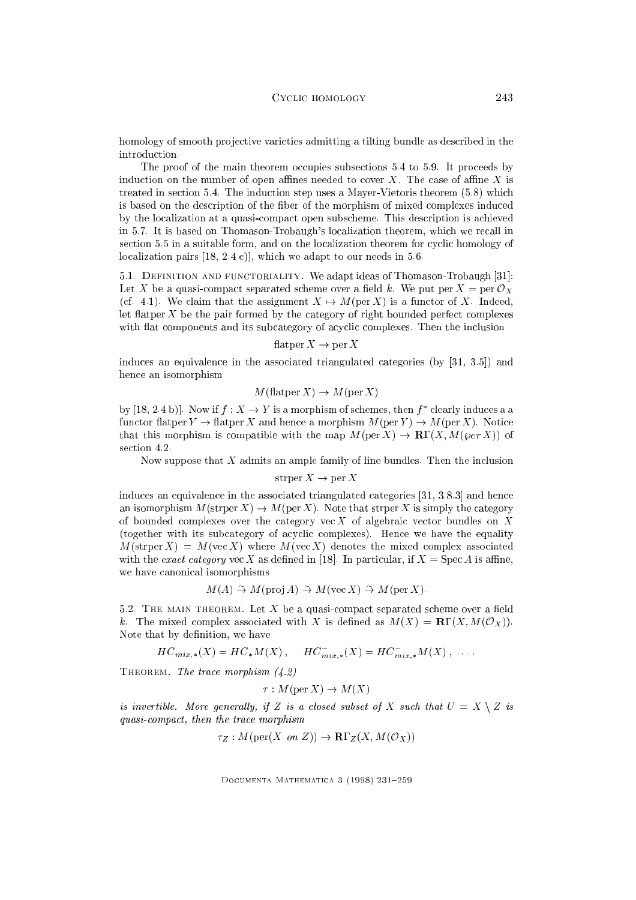homology of smooth projective varieties admitting a tilting bundle as described in the introduction.

The proof of the main theorem occupies subsections 5.4 to 5.9. It proceeds by induction on the number of open affines needed to cover $X$. The case of affine $X$ is treated in section 5.4. The induction step uses a Mayer-Vietoris theorem (5.8) which is based on the description of the fiber of the morphism of mixed complexes induced by the localization at a quasi-compact open subscheme. This description is achieved in 5.7. It is based on Thomason-Trobaugh's localization theorem, which we recall in section 5.5 in a suitable form, and on the localization theorem for cyclic homology of localization pairs [18, 2.4 c)], which we adapt to our needs in 5.6.

5.1. Definition and functoriality. We adapt ideas of Thomason-Trobaugh [31]: Let $X$ be a quasi-compact separated scheme over a field $k$. We put $\mathrm{per}\, X = \mathrm{per}\, \mathcal{O}_X$ (cf. 4.1). We claim that the assignment $X \mapsto M(\mathrm{per}\, X)$ is a functor of $X$. Indeed, let $\mathrm{flatper}\, X$ be the pair formed by the category of right bounded perfect complexes with flat components and its subcategory of acyclic complexes. Then the inclusion

$$\mathrm{flatper}\, X \to \mathrm{per}\, X$$

induces an equivalence in the associated triangulated categories (by [31, 3.5]) and hence an isomorphism

$$M(\mathrm{flatper}\, X) \to M(\mathrm{per}\, X)$$

by [18, 2.4 b)]. Now if $f : X \to Y$ is a morphism of schemes, then $f^*$ clearly induces a a functor $\mathrm{flatper}\, Y \to \mathrm{flatper}\, X$ and hence a morphism $M(\mathrm{per}\, Y) \to M(\mathrm{per}\, X)$. Notice that this morphism is compatible with the map $M(\mathrm{per}\, X) \to \mathbf{R}\Gamma(X, M(\wp er\, X))$ of section 4.2.

Now suppose that $X$ admits an ample family of line bundles. Then the inclusion

$$\mathrm{strper}\, X \to \mathrm{per}\, X$$

induces an equivalence in the associated triangulated categories [31, 3.8.3] and hence an isomorphism $M(\mathrm{strper}\, X) \to M(\mathrm{per}\, X)$. Note that $\mathrm{strper}\, X$ is simply the category of bounded complexes over the category $\mathrm{vec}\, X$ of algebraic vector bundles on $X$ (together with its subcategory of acyclic complexes). Hence we have the equality $M(\mathrm{strper}\, X) = M(\mathrm{vec}\, X)$ where $M(\mathrm{vec}\, X)$ denotes the mixed complex associated with the *exact category* $\mathrm{vec}\, X$ as defined in [18]. In particular, if $X = \mathrm{Spec}\, A$ is affine, we have canonical isomorphisms

$$M(A) \xrightarrow{\sim} M(\mathrm{proj}\, A) \xrightarrow{\sim} M(\mathrm{vec}\, X) \xrightarrow{\sim} M(\mathrm{per}\, X).$$

5.2. The main theorem. Let $X$ be a quasi-compact separated scheme over a field $k$. The mixed complex associated with $X$ is defined as $M(X) = \mathbf{R}\Gamma(X, M(\mathcal{O}_X))$. Note that by definition, we have

$$HC_{mix,*}(X) = HC_* M(X)\,, \quad HC^-_{mix,*}(X) = HC^-_{mix,*} M(X)\,, \;\ldots\,.$$

Theorem. *The trace morphism (4.2)*

$$\tau : M(\mathrm{per}\, X) \to M(X)$$

*is invertible. More generally, if $Z$ is a closed subset of $X$ such that $U = X \setminus Z$ is quasi-compact, then the trace morphism*

$$\tau_Z : M(\mathrm{per}(X \;\; on\; Z)) \to \mathbf{R}\Gamma_Z(X, M(\mathcal{O}_X))$$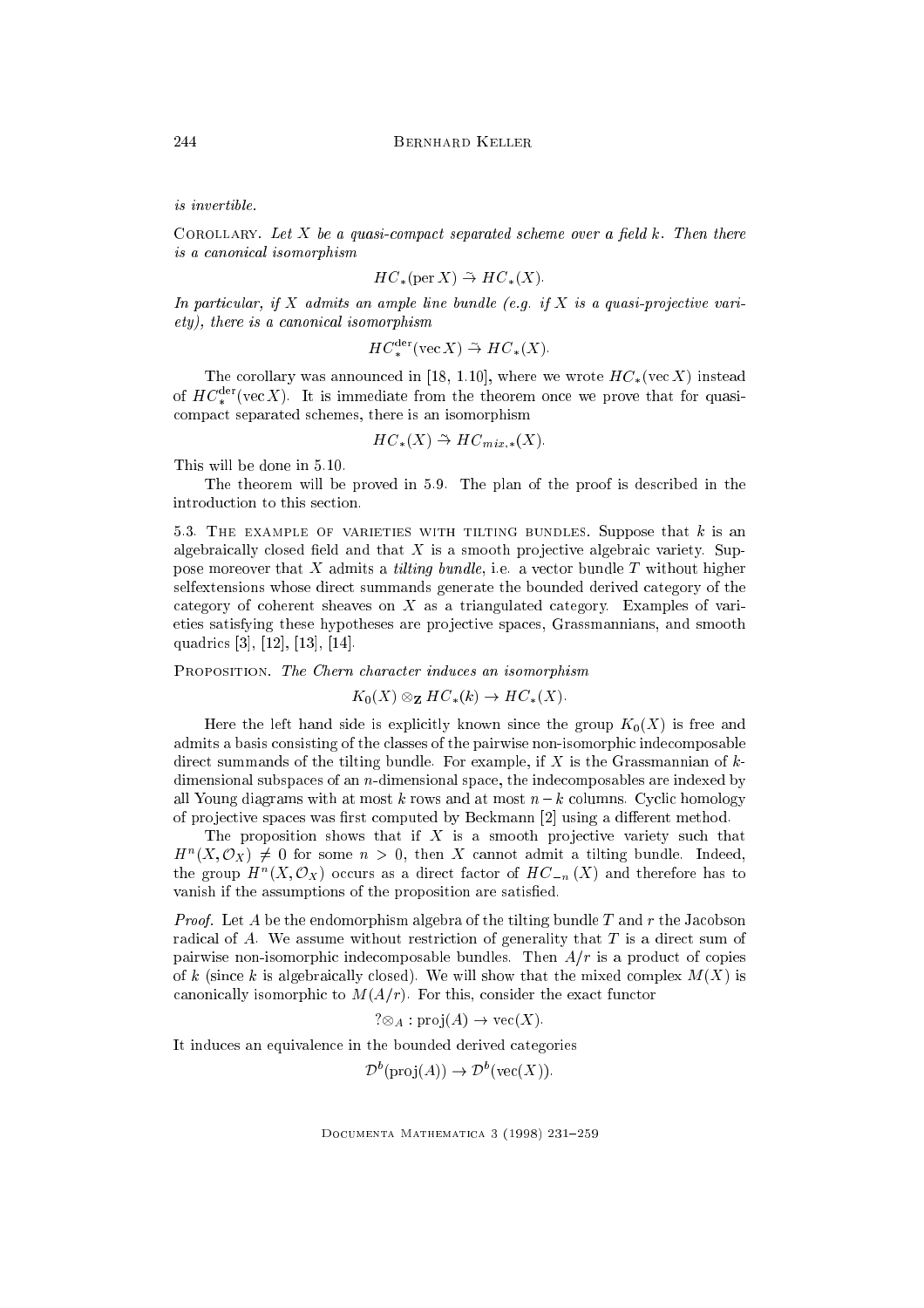*is invertible.*

Corollary. *Let $X$ be a quasi-compact separated scheme over a field $k$. Then there is a canonical isomorphism*

$$HC_*(\mathrm{per}\, X) \xrightarrow{\sim} HC_*(X).$$

*In particular, if $X$ admits an ample line bundle (e.g. if $X$ is a quasi-projective variety), there is a canonical isomorphism*

$$HC_*^{\mathrm{der}}(\mathrm{vec}\, X) \xrightarrow{\sim} HC_*(X).$$

The corollary was announced in [18, 1.10], where we wrote $HC_*(\mathrm{vec}\, X)$ instead of $HC_*^{\mathrm{der}}(\mathrm{vec}\, X)$. It is immediate from the theorem once we prove that for quasi-compact separated schemes, there is an isomorphism

$$HC_*(X) \xrightarrow{\sim} HC_{mix,*}(X).$$

This will be done in 5.10.

The theorem will be proved in 5.9. The plan of the proof is described in the introduction to this section.

5.3. The example of varieties with tilting bundles. Suppose that $k$ is an algebraically closed field and that $X$ is a smooth projective algebraic variety. Suppose moreover that $X$ admits a *tilting bundle*, i.e. a vector bundle $T$ without higher selfextensions whose direct summands generate the bounded derived category of the category of coherent sheaves on $X$ as a triangulated category. Examples of varieties satisfying these hypotheses are projective spaces, Grassmannians, and smooth quadrics [3], [12], [13], [14].

Proposition. *The Chern character induces an isomorphism*

$$K_0(X) \otimes_{\mathbf{Z}} HC_*(k) \to HC_*(X).$$

Here the left hand side is explicitly known since the group $K_0(X)$ is free and admits a basis consisting of the classes of the pairwise non-isomorphic indecomposable direct summands of the tilting bundle. For example, if $X$ is the Grassmannian of $k$-dimensional subspaces of an $n$-dimensional space, the indecomposables are indexed by all Young diagrams with at most $k$ rows and at most $n-k$ columns. Cyclic homology of projective spaces was first computed by Beckmann [2] using a different method.

The proposition shows that if $X$ is a smooth projective variety such that $H^n(X, \mathcal{O}_X) \neq 0$ for some $n > 0$, then $X$ cannot admit a tilting bundle. Indeed, the group $H^n(X, \mathcal{O}_X)$ occurs as a direct factor of $HC_{-n}(X)$ and therefore has to vanish if the assumptions of the proposition are satisfied.

*Proof.* Let $A$ be the endomorphism algebra of the tilting bundle $T$ and $r$ the Jacobson radical of $A$. We assume without restriction of generality that $T$ is a direct sum of pairwise non-isomorphic indecomposable bundles. Then $A/r$ is a product of copies of $k$ (since $k$ is algebraically closed). We will show that the mixed complex $M(X)$ is canonically isomorphic to $M(A/r)$. For this, consider the exact functor

$$?\otimes_A : \mathrm{proj}(A) \to \mathrm{vec}(X).$$

It induces an equivalence in the bounded derived categories

$$\mathcal{D}^b(\mathrm{proj}(A)) \to \mathcal{D}^b(\mathrm{vec}(X)).$$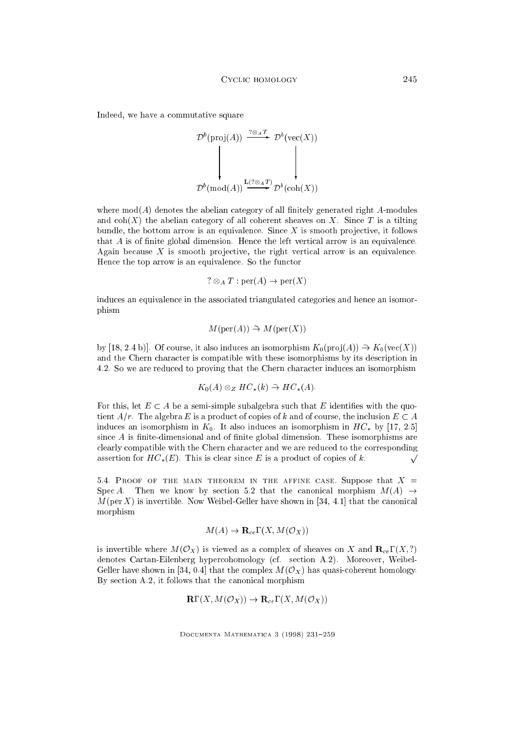Indeed, we have a commutative square

$$\begin{array}{ccc}
\mathcal{D}^b(\mathrm{proj}(A)) & \xrightarrow{?\otimes_A T} & \mathcal{D}^b(\mathrm{vec}(X)) \\
\downarrow & & \downarrow \\
\mathcal{D}^b(\mathrm{mod}(A)) & \xrightarrow{\mathbf{L}(?\otimes_A T)} & \mathcal{D}^b(\mathrm{coh}(X))
\end{array}$$

where $\mathrm{mod}(A)$ denotes the abelian category of all finitely generated right $A$-modules and $\mathrm{coh}(X)$ the abelian category of all coherent sheaves on $X$. Since $T$ is a tilting bundle, the bottom arrow is an equivalence. Since $X$ is smooth projective, it follows that $A$ is of finite global dimension. Hence the left vertical arrow is an equivalence. Again because $X$ is smooth projective, the right vertical arrow is an equivalence. Hence the top arrow is an equivalence. So the functor

$$? \otimes_A T : \mathrm{per}(A) \to \mathrm{per}(X)$$

induces an equivalence in the associated triangulated categories and hence an isomorphism

$$M(\mathrm{per}(A)) \xrightarrow{\sim} M(\mathrm{per}(X))$$

by [18, 2.4 b)]. Of course, it also induces an isomorphism $K_0(\mathrm{proj}(A)) \xrightarrow{\sim} K_0(\mathrm{vec}(X))$ and the Chern character is compatible with these isomorphisms by its description in 4.2. So we are reduced to proving that the Chern character induces an isomorphism

$$K_0(A) \otimes_Z HC_*(k) \xrightarrow{\sim} HC_*(A).$$

For this, let $E \subset A$ be a semi-simple subalgebra such that $E$ identifies with the quotient $A/r$. The algebra $E$ is a product of copies of $k$ and of course, the inclusion $E \subset A$ induces an isomorphism in $K_0$. It also induces an isomorphism in $HC_*$ by [17, 2.5] since $A$ is finite-dimensional and of finite global dimension. These isomorphisms are clearly compatible with the Chern character and we are reduced to the corresponding assertion for $HC_*(E)$. This is clear since $E$ is a product of copies of $k$. $\surd$

5.4. Proof of the main theorem in the affine case. Suppose that $X = \mathrm{Spec}\, A$. Then we know by section 5.2 that the canonical morphism $M(A) \to M(\mathrm{per}\, X)$ is invertible. Now Weibel-Geller have shown in [34, 4.1] that the canonical morphism

$$M(A) \to \mathbf{R}_{ce}\Gamma(X, M(\mathcal{O}_X))$$

is invertible where $M(\mathcal{O}_X)$ is viewed as a complex of sheaves on $X$ and $\mathbf{R}_{ce}\Gamma(X, ?)$ denotes Cartan-Eilenberg hypercohomology (cf. section A.2). Moreover, Weibel-Geller have shown in [34, 0.4] that the complex $M(\mathcal{O}_X)$ has quasi-coherent homology. By section A.2, it follows that the canonical morphism

$$\mathbf{R}\Gamma(X, M(\mathcal{O}_X)) \to \mathbf{R}_{ce}\Gamma(X, M(\mathcal{O}_X))$$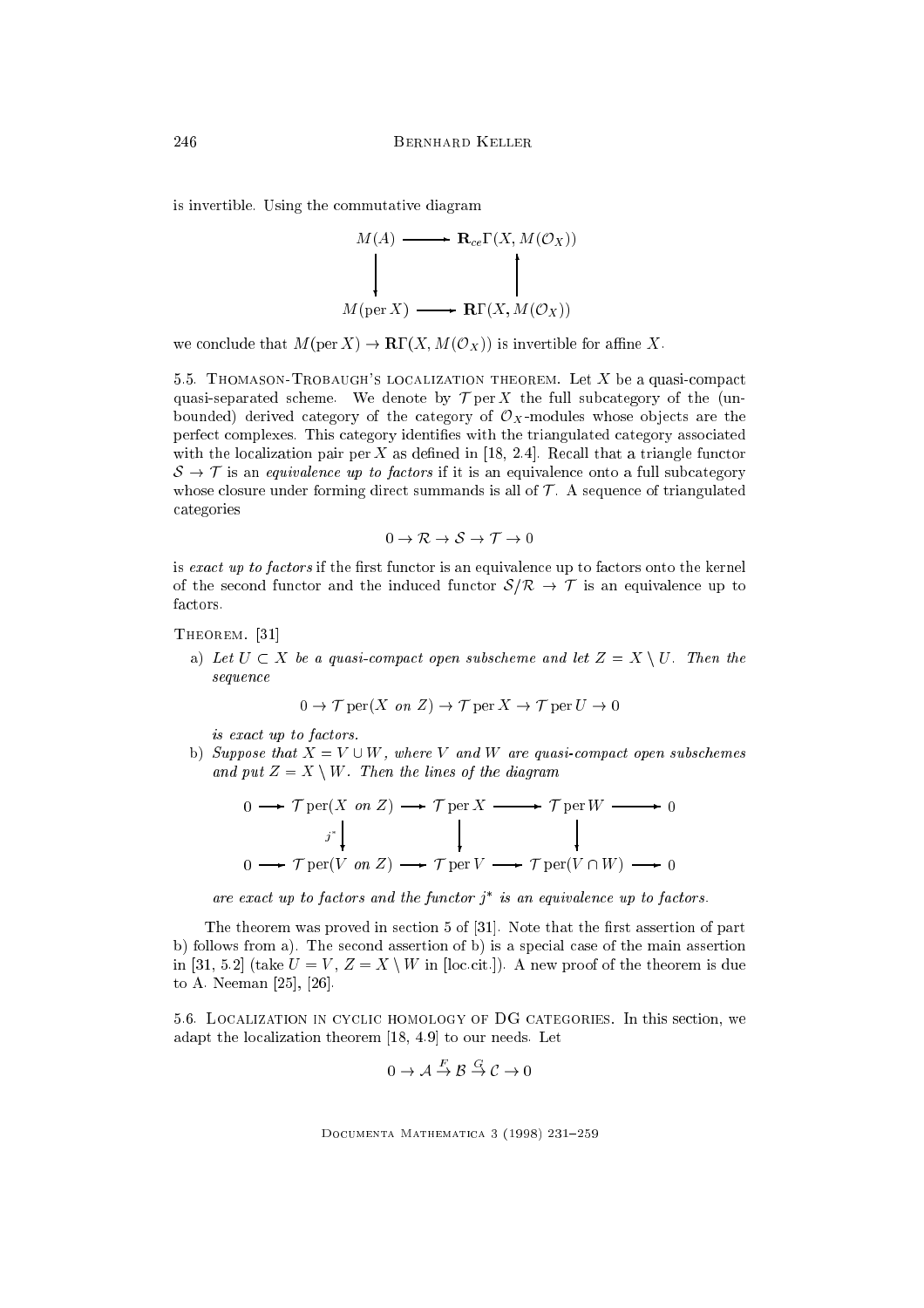is invertible. Using the commutative diagram

$$\begin{array}{ccc} M(A) & \longrightarrow & \mathbf{R}_{ce}\Gamma(X, M(\mathcal{O}_X)) \\ \downarrow & & \uparrow \\ M(\operatorname{per} X) & \longrightarrow & \mathbf{R}\Gamma(X, M(\mathcal{O}_X)) \end{array}$$

we conclude that $M(\operatorname{per} X) \to \mathbf{R}\Gamma(X, M(\mathcal{O}_X))$ is invertible for affine $X$.

5.5. Thomason-Trobaugh's localization theorem. Let $X$ be a quasi-compact quasi-separated scheme. We denote by $\mathcal{T} \operatorname{per} X$ the full subcategory of the (unbounded) derived category of the category of $\mathcal{O}_X$-modules whose objects are the perfect complexes. This category identifies with the triangulated category associated with the localization pair $\operatorname{per} X$ as defined in [18, 2.4]. Recall that a triangle functor $\mathcal{S} \to \mathcal{T}$ is an *equivalence up to factors* if it is an equivalence onto a full subcategory whose closure under forming direct summands is all of $\mathcal{T}$. A sequence of triangulated categories

$$0 \to \mathcal{R} \to \mathcal{S} \to \mathcal{T} \to 0$$

is *exact up to factors* if the first functor is an equivalence up to factors onto the kernel of the second functor and the induced functor $\mathcal{S}/\mathcal{R} \to \mathcal{T}$ is an equivalence up to factors.

Theorem. [31]

a) *Let $U \subset X$ be a quasi-compact open subscheme and let $Z = X \setminus U$. Then the sequence*

$$0 \to \mathcal{T} \operatorname{per}(X \text{ on } Z) \to \mathcal{T} \operatorname{per} X \to \mathcal{T} \operatorname{per} U \to 0$$

*is exact up to factors.*

b) *Suppose that $X = V \cup W$, where $V$ and $W$ are quasi-compact open subschemes and put $Z = X \setminus W$. Then the lines of the diagram*

$$\begin{array}{ccccccccc} 0 & \longrightarrow & \mathcal{T} \operatorname{per}(X \text{ on } Z) & \longrightarrow & \mathcal{T} \operatorname{per} X & \longrightarrow & \mathcal{T} \operatorname{per} W & \longrightarrow & 0 \\ & & \downarrow{\scriptstyle j^*} & & \downarrow & & \downarrow & & \\ 0 & \longrightarrow & \mathcal{T} \operatorname{per}(V \text{ on } Z) & \longrightarrow & \mathcal{T} \operatorname{per} V & \longrightarrow & \mathcal{T} \operatorname{per}(V \cap W) & \longrightarrow & 0 \end{array}$$

*are exact up to factors and the functor $j^*$ is an equivalence up to factors.*

The theorem was proved in section 5 of [31]. Note that the first assertion of part b) follows from a). The second assertion of b) is a special case of the main assertion in [31, 5.2] (take $U = V$, $Z = X \setminus W$ in [loc.cit.]). A new proof of the theorem is due to A. Neeman [25], [26].

5.6. Localization in cyclic homology of DG categories. In this section, we adapt the localization theorem [18, 4.9] to our needs. Let

$$0 \to \mathcal{A} \xrightarrow{F} \mathcal{B} \xrightarrow{G} \mathcal{C} \to 0$$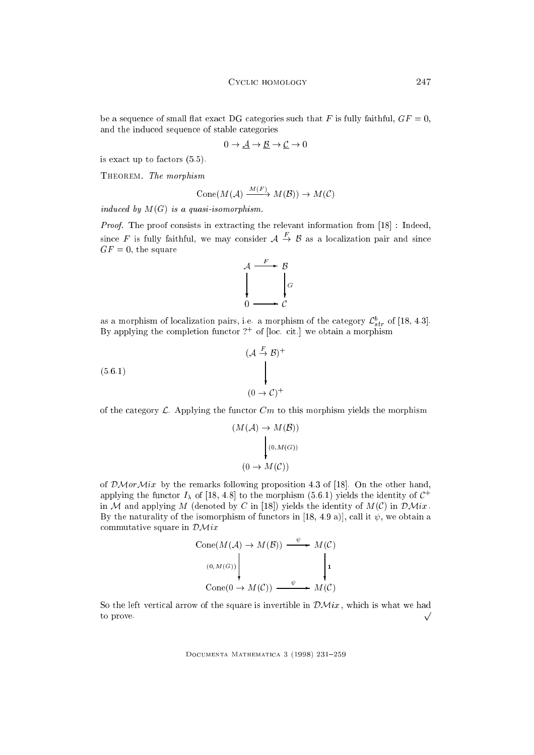be a sequence of small flat exact DG categories such that $F$ is fully faithful, $GF = 0$, and the induced sequence of stable categories

$$0 \to \underline{\mathcal{A}} \to \underline{\mathcal{B}} \to \underline{\mathcal{C}} \to 0$$

is exact up to factors (5.5).

Theorem. *The morphism*

$$\operatorname{Cone}(M(\mathcal{A}) \xrightarrow{M(F)} M(\mathcal{B})) \to M(\mathcal{C})$$

*induced by $M(G)$ is a quasi-isomorphism.*

*Proof.* The proof consists in extracting the relevant information from [18] : Indeed, since $F$ is fully faithful, we may consider $\mathcal{A} \xrightarrow{F} \mathcal{B}$ as a localization pair and since $GF = 0$, the square

$$\begin{array}{ccc} \mathcal{A} & \xrightarrow{F} & \mathcal{B} \\ \downarrow & & \downarrow G \\ 0 & \longrightarrow & \mathcal{C} \end{array}$$

as a morphism of localization pairs, i.e. a morphism of the category $\mathcal{L}^b_{str}$ of [18, 4.3]. By applying the completion functor $?^+$ of [loc. cit.] we obtain a morphism

$$(5.6.1) \qquad \begin{array}{c} (\mathcal{A} \xrightarrow{F} \mathcal{B})^+ \\ \downarrow \\ (0 \to \mathcal{C})^+ \end{array}$$

of the category $\mathcal{L}$. Applying the functor $Cm$ to this morphism yields the morphism

$$\begin{array}{c} (M(\mathcal{A}) \to M(\mathcal{B})) \\ \downarrow (0, M(G)) \\ (0 \to M(\mathcal{C})) \end{array}$$

of $\mathcal{DM}or\mathcal{M}ix$ by the remarks following proposition 4.3 of [18]. On the other hand, applying the functor $I_\lambda$ of [18, 4.8] to the morphism (5.6.1) yields the identity of $\mathcal{C}^+$ in $\mathcal{M}$ and applying $M$ (denoted by $C$ in [18]) yields the identity of $M(\mathcal{C})$ in $\mathcal{DM}ix$. By the naturality of the isomorphism of functors in [18, 4.9 a)], call it $\psi$, we obtain a commutative square in $\mathcal{DM}ix$

$$\begin{array}{ccc} \operatorname{Cone}(M(\mathcal{A}) \to M(\mathcal{B})) & \xrightarrow{\psi} & M(\mathcal{C}) \\ \downarrow (0, M(G)) & & \downarrow \mathbf{1} \\ \operatorname{Cone}(0 \to M(\mathcal{C})) & \xrightarrow{\psi} & M(\mathcal{C}) \end{array}$$

So the left vertical arrow of the square is invertible in $\mathcal{DM}ix$, which is what we had to prove. $\surd$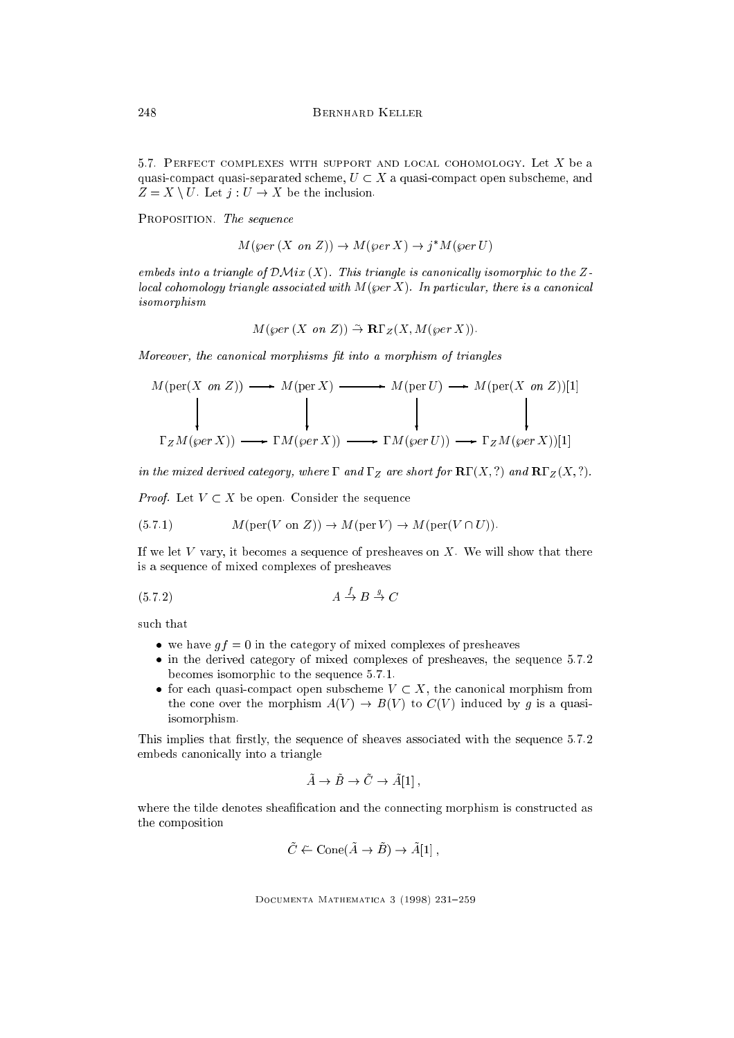5.7. Perfect complexes with support and local cohomology. Let $X$ be a quasi-compact quasi-separated scheme, $U \subset X$ a quasi-compact open subscheme, and $Z = X \setminus U$. Let $j : U \to X$ be the inclusion.

Proposition. *The sequence*

$$M(\wp er\,(X \text{ on } Z)) \to M(\wp er\, X) \to j^* M(\wp er\, U)$$

*embeds into a triangle of $\mathcal{DM}ix\,(X)$. This triangle is canonically isomorphic to the $Z$-local cohomology triangle associated with $M(\wp er\, X)$. In particular, there is a canonical isomorphism*

$$M(\wp er\,(X \text{ on } Z)) \xrightarrow{\sim} \mathbf{R}\Gamma_Z(X, M(\wp er\, X)).$$

*Moreover, the canonical morphisms fit into a morphism of triangles*

$$\begin{array}{ccccccc}
M(\operatorname{per}(X \text{ on } Z)) & \longrightarrow & M(\operatorname{per} X) & \longrightarrow & M(\operatorname{per} U) & \longrightarrow & M(\operatorname{per}(X \text{ on } Z))[1] \\
\downarrow & & \downarrow & & \downarrow & & \downarrow \\
\Gamma_Z M(\wp er\, X)) & \longrightarrow & \Gamma M(\wp er\, X)) & \longrightarrow & \Gamma M(\wp er\, U)) & \longrightarrow & \Gamma_Z M(\wp er\, X))[1]
\end{array}$$

*in the mixed derived category, where $\Gamma$ and $\Gamma_Z$ are short for $\mathbf{R}\Gamma(X, ?)$ and $\mathbf{R}\Gamma_Z(X, ?)$.*

*Proof.* Let $V \subset X$ be open. Consider the sequence

$$M(\operatorname{per}(V \text{ on } Z)) \to M(\operatorname{per} V) \to M(\operatorname{per}(V \cap U)). \tag{5.7.1}$$

If we let $V$ vary, it becomes a sequence of presheaves on $X$. We will show that there is a sequence of mixed complexes of presheaves

$$A \xrightarrow{f} B \xrightarrow{g} C \tag{5.7.2}$$

such that

- we have $gf = 0$ in the category of mixed complexes of presheaves
- in the derived category of mixed complexes of presheaves, the sequence 5.7.2 becomes isomorphic to the sequence 5.7.1.
- for each quasi-compact open subscheme $V \subset X$, the canonical morphism from the cone over the morphism $A(V) \to B(V)$ to $C(V)$ induced by $g$ is a quasi-isomorphism.

This implies that firstly, the sequence of sheaves associated with the sequence 5.7.2 embeds canonically into a triangle

$$\tilde{A} \to \tilde{B} \to \tilde{C} \to \tilde{A}[1]\,,$$

where the tilde denotes sheafification and the connecting morphism is constructed as the composition

$$\tilde{C} \xleftarrow{\sim} \operatorname{Cone}(\tilde{A} \to \tilde{B}) \to \tilde{A}[1]\,,$$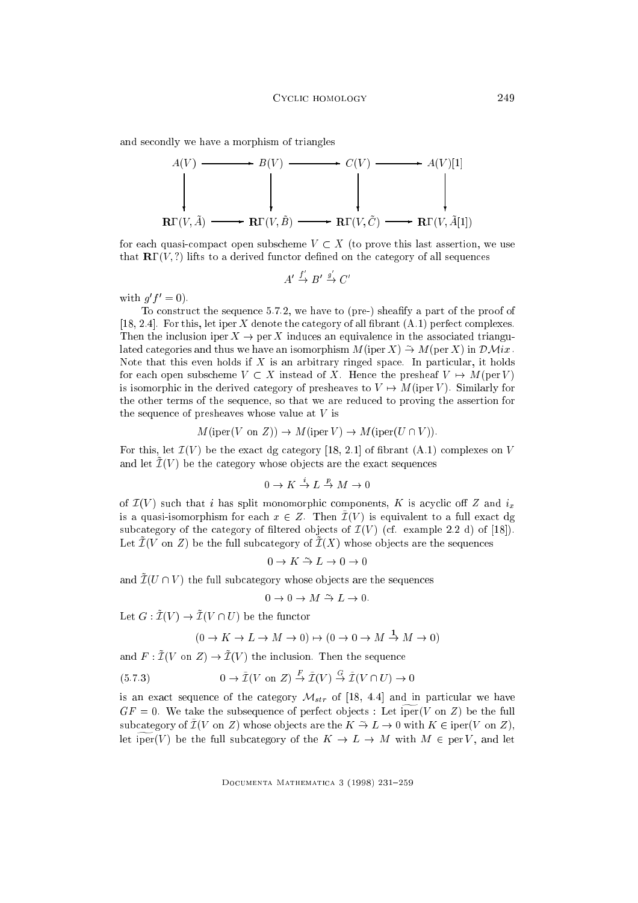and secondly we have a morphism of triangles

$$
\begin{array}{ccccccc}
A(V) & \longrightarrow & B(V) & \longrightarrow & C(V) & \longrightarrow & A(V)[1] \\
\downarrow & & \downarrow & & \downarrow & & \downarrow \\
\mathbf{R}\Gamma(V,\tilde{A}) & \longrightarrow & \mathbf{R}\Gamma(V,\tilde{B}) & \longrightarrow & \mathbf{R}\Gamma(V,\tilde{C}) & \longrightarrow & \mathbf{R}\Gamma(V,\tilde{A}[1])
\end{array}
$$

for each quasi-compact open subscheme $V \subset X$ (to prove this last assertion, we use that $\mathbf{R}\Gamma(V, ?)$ lifts to a derived functor defined on the category of all sequences

$$A' \xrightarrow{f'} B' \xrightarrow{g'} C'$$

with $g'f' = 0$).

To construct the sequence 5.7.2, we have to (pre-) sheafify a part of the proof of [18, 2.4]. For this, let $\operatorname{iper} X$ denote the category of all fibrant (A.1) perfect complexes. Then the inclusion $\operatorname{iper} X \to \operatorname{per} X$ induces an equivalence in the associated triangulated categories and thus we have an isomorphism $M(\operatorname{iper} X) \xrightarrow{\sim} M(\operatorname{per} X)$ in $\mathcal{DM}ix$. Note that this even holds if $X$ is an arbitrary ringed space. In particular, it holds for each open subscheme $V \subset X$ instead of $X$. Hence the presheaf $V \mapsto M(\operatorname{per} V)$ is isomorphic in the derived category of presheaves to $V \mapsto M(\operatorname{iper} V)$. Similarly for the other terms of the sequence, so that we are reduced to proving the assertion for the sequence of presheaves whose value at $V$ is

$$M(\operatorname{iper}(V \text{ on } Z)) \to M(\operatorname{iper} V) \to M(\operatorname{iper}(U \cap V)).$$

For this, let $\mathcal{I}(V)$ be the exact dg category [18, 2.1] of fibrant (A.1) complexes on $V$ and let $\tilde{\mathcal{I}}(V)$ be the category whose objects are the exact sequences

$$0 \to K \xrightarrow{i} L \xrightarrow{p} M \to 0$$

of $\mathcal{I}(V)$ such that $i$ has split monomorphic components, $K$ is acyclic off $Z$ and $i_x$ is a quasi-isomorphism for each $x \in Z$. Then $\tilde{\mathcal{I}}(V)$ is equivalent to a full exact dg subcategory of the category of filtered objects of $\mathcal{I}(V)$ (cf. example 2.2 d) of [18]). Let $\tilde{\mathcal{I}}(V \text{ on } Z)$ be the full subcategory of $\tilde{\mathcal{I}}(X)$ whose objects are the sequences

$$0 \to K \xrightarrow{\sim} L \to 0 \to 0$$

and $\tilde{\mathcal{I}}(U \cap V)$ the full subcategory whose objects are the sequences

$$0 \to 0 \to M \xrightarrow{\sim} L \to 0.$$

Let $G : \tilde{\mathcal{I}}(V) \to \tilde{\mathcal{I}}(V \cap U)$ be the functor

$$(0 \to K \to L \to M \to 0) \mapsto (0 \to 0 \to M \xrightarrow{\mathbf{1}} M \to 0)$$

and $F : \tilde{\mathcal{I}}(V \text{ on } Z) \to \tilde{\mathcal{I}}(V)$ the inclusion. Then the sequence

$$0 \to \tilde{\mathcal{I}}(V \text{ on } Z) \xrightarrow{F} \tilde{\mathcal{I}}(V) \xrightarrow{G} \tilde{\mathcal{I}}(V \cap U) \to 0 \tag{5.7.3}$$

is an exact sequence of the category $\mathcal{M}_{str}$ of [18, 4.4] and in particular we have $GF = 0$. We take the subsequence of perfect objects : Let $\widetilde{\operatorname{iper}}(V \text{ on } Z)$ be the full subcategory of $\tilde{\mathcal{I}}(V \text{ on } Z)$ whose objects are the $K \xrightarrow{\sim} L \to 0$ with $K \in \operatorname{iper}(V \text{ on } Z)$, let $\widetilde{\operatorname{iper}}(V)$ be the full subcategory of the $K \to L \to M$ with $M \in \operatorname{per} V$, and let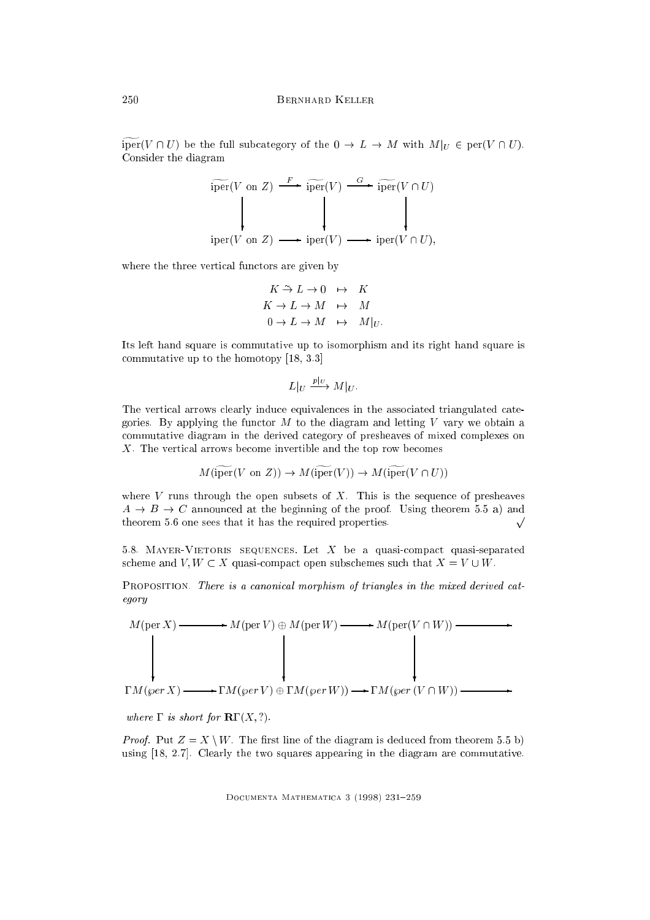$\widetilde{\mathrm{iper}}(V \cap U)$ be the full subcategory of the $0 \to L \to M$ with $M|_U \in \mathrm{per}(V \cap U)$. Consider the diagram

$$\begin{array}{ccccc}
\widetilde{\mathrm{iper}}(V \text{ on } Z) & \xrightarrow{F} & \widetilde{\mathrm{iper}}(V) & \xrightarrow{G} & \widetilde{\mathrm{iper}}(V \cap U) \\
\downarrow & & \downarrow & & \downarrow \\
\mathrm{iper}(V \text{ on } Z) & \longrightarrow & \mathrm{iper}(V) & \longrightarrow & \mathrm{iper}(V \cap U),
\end{array}$$

where the three vertical functors are given by

$$\begin{aligned}
K \xrightarrow{\sim} L \to 0 \quad &\mapsto \quad K \\
K \to L \to M \quad &\mapsto \quad M \\
0 \to L \to M \quad &\mapsto \quad M|_U.
\end{aligned}$$

Its left hand square is commutative up to isomorphism and its right hand square is commutative up to the homotopy [18, 3.3]

$$L|_U \xrightarrow{p|_U} M|_U.$$

The vertical arrows clearly induce equivalences in the associated triangulated categories. By applying the functor $M$ to the diagram and letting $V$ vary we obtain a commutative diagram in the derived category of presheaves of mixed complexes on $X$. The vertical arrows become invertible and the top row becomes

$$M(\widetilde{\mathrm{iper}}(V \text{ on } Z)) \to M(\widetilde{\mathrm{iper}}(V)) \to M(\widetilde{\mathrm{iper}}(V \cap U))$$

where $V$ runs through the open subsets of $X$. This is the sequence of presheaves $A \to B \to C$ announced at the beginning of the proof. Using theorem 5.5 a) and theorem 5.6 one sees that it has the required properties. $\surd$

5.8. Mayer-Vietoris sequences. Let $X$ be a quasi-compact quasi-separated scheme and $V, W \subset X$ quasi-compact open subschemes such that $X = V \cup W$.

Proposition. *There is a canonical morphism of triangles in the mixed derived category*

$$\begin{array}{ccccccc}
M(\mathrm{per}\, X) & \longrightarrow & M(\mathrm{per}\, V) \oplus M(\mathrm{per}\, W) & \longrightarrow & M(\mathrm{per}(V \cap W)) & \longrightarrow & \\
\downarrow & & \downarrow & & \downarrow & & \\
\Gamma M(\wp er\, X) & \longrightarrow & \Gamma M(\wp er\, V) \oplus \Gamma M(\wp er\, W) & \longrightarrow & \Gamma M(\wp er\, (V \cap W)) & \longrightarrow &
\end{array}$$

*where $\Gamma$ is short for $\mathbf{R}\Gamma(X, ?)$.*

*Proof.* Put $Z = X \setminus W$. The first line of the diagram is deduced from theorem 5.5 b) using [18, 2.7]. Clearly the two squares appearing in the diagram are commutative.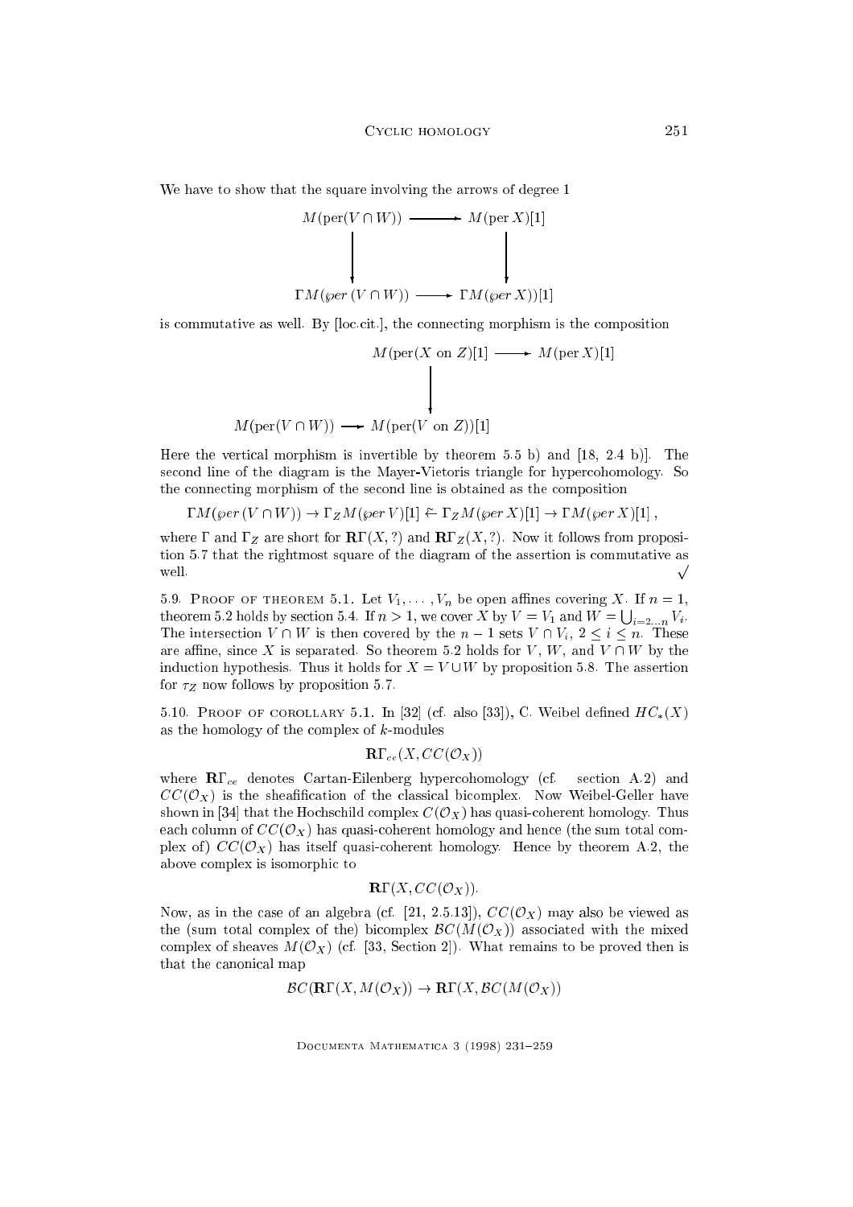We have to show that the square involving the arrows of degree 1

$$\begin{array}{ccc} M(\mathrm{per}(V\cap W)) & \longrightarrow & M(\mathrm{per}\,X)[1] \\ \Big\downarrow & & \Big\downarrow \\ \Gamma M(\wp er\,(V\cap W)) & \longrightarrow & \Gamma M(\wp er\,X))[1] \end{array}$$

is commutative as well. By [loc.cit.], the connecting morphism is the composition

$$\begin{array}{ccc} & & M(\mathrm{per}(X \text{ on } Z)[1] \longrightarrow M(\mathrm{per}\,X)[1] \\ & & \Big\downarrow \\ M(\mathrm{per}(V\cap W)) & \longrightarrow & M(\mathrm{per}(V \text{ on } Z))[1] \end{array}$$

Here the vertical morphism is invertible by theorem 5.5 b) and [18, 2.4 b)]. The second line of the diagram is the Mayer-Vietoris triangle for hypercohomology. So the connecting morphism of the second line is obtained as the composition

$$\Gamma M(\wp er\,(V\cap W)) \to \Gamma_Z M(\wp er\,V)[1] \xleftarrow{\sim} \Gamma_Z M(\wp er\,X)[1] \to \Gamma M(\wp er\,X)[1]\,,$$

where $\Gamma$ and $\Gamma_Z$ are short for $\mathbf{R}\Gamma(X,?)$ and $\mathbf{R}\Gamma_Z(X,?)$. Now it follows from proposition 5.7 that the rightmost square of the diagram of the assertion is commutative as well. $\surd$

5.9. Proof of theorem 5.1. Let $V_1,\ldots,V_n$ be open affines covering $X$. If $n=1$, theorem 5.2 holds by section 5.4. If $n>1$, we cover $X$ by $V=V_1$ and $W=\bigcup_{i=2\ldots n} V_i$. The intersection $V\cap W$ is then covered by the $n-1$ sets $V\cap V_i$, $2\le i\le n$. These are affine, since $X$ is separated. So theorem 5.2 holds for $V$, $W$, and $V\cap W$ by the induction hypothesis. Thus it holds for $X=V\cup W$ by proposition 5.8. The assertion for $\tau_Z$ now follows by proposition 5.7.

5.10. Proof of corollary 5.1. In [32] (cf. also [33]), C. Weibel defined $HC_*(X)$ as the homology of the complex of $k$-modules

$$\mathbf{R}\Gamma_{ce}(X, CC(\mathcal{O}_X))$$

where $\mathbf{R}\Gamma_{ce}$ denotes Cartan-Eilenberg hypercohomology (cf. section A.2) and $CC(\mathcal{O}_X)$ is the sheafification of the classical bicomplex. Now Weibel-Geller have shown in [34] that the Hochschild complex $C(\mathcal{O}_X)$ has quasi-coherent homology. Thus each column of $CC(\mathcal{O}_X)$ has quasi-coherent homology and hence (the sum total complex of) $CC(\mathcal{O}_X)$ has itself quasi-coherent homology. Hence by theorem A.2, the above complex is isomorphic to

$$\mathbf{R}\Gamma(X, CC(\mathcal{O}_X)).$$

Now, as in the case of an algebra (cf. [21, 2.5.13]), $CC(\mathcal{O}_X)$ may also be viewed as the (sum total complex of the) bicomplex $\mathcal{B}C(M(\mathcal{O}_X))$ associated with the mixed complex of sheaves $M(\mathcal{O}_X)$ (cf. [33, Section 2]). What remains to be proved then is that the canonical map

$$\mathcal{B}C(\mathbf{R}\Gamma(X, M(\mathcal{O}_X)) \to \mathbf{R}\Gamma(X, \mathcal{B}C(M(\mathcal{O}_X))$$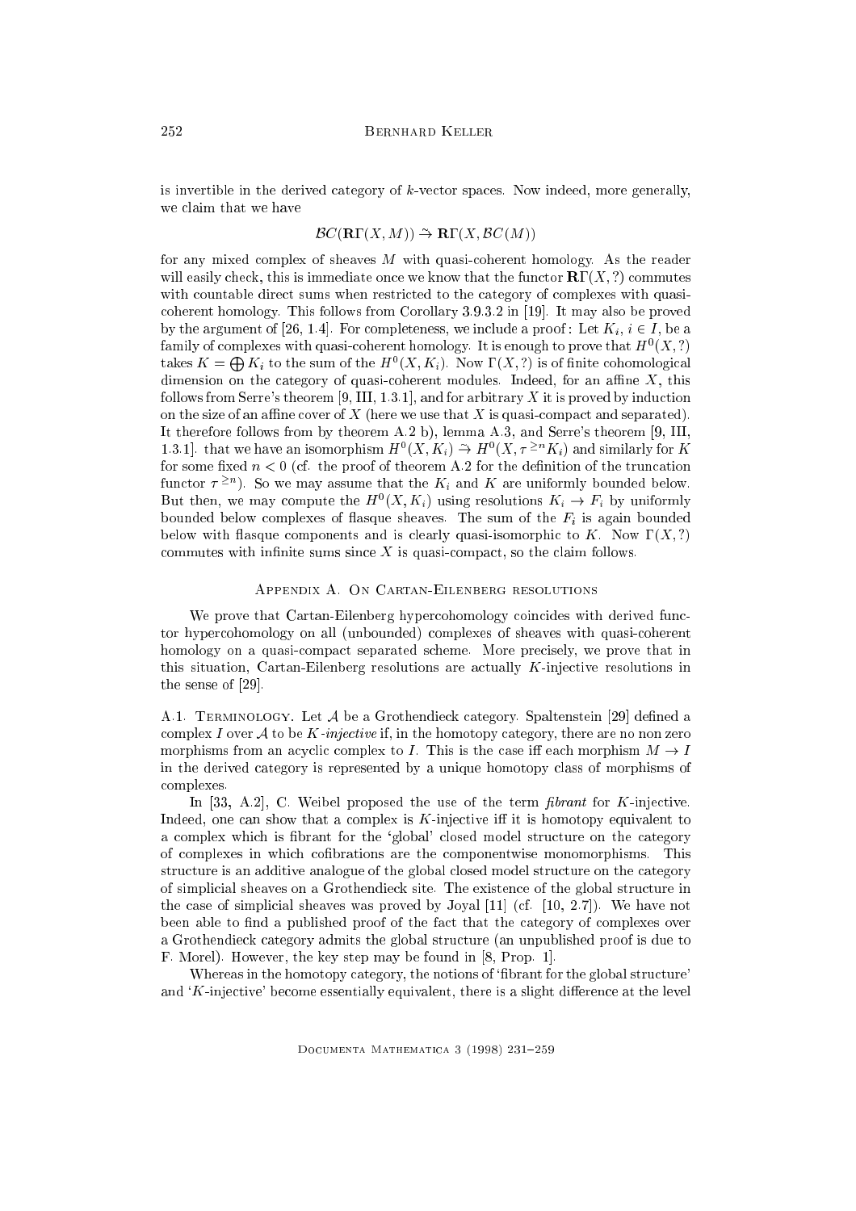is invertible in the derived category of $k$-vector spaces. Now indeed, more generally, we claim that we have

$$\mathcal{BC}(\mathbf{R}\Gamma(X,M)) \xrightarrow{\sim} \mathbf{R}\Gamma(X,\mathcal{BC}(M))$$

for any mixed complex of sheaves $M$ with quasi-coherent homology. As the reader will easily check, this is immediate once we know that the functor $\mathbf{R}\Gamma(X,?)$ commutes with countable direct sums when restricted to the category of complexes with quasi-coherent homology. This follows from Corollary 3.9.3.2 in [19]. It may also be proved by the argument of [26, 1.4]. For completeness, we include a proof: Let $K_i$, $i \in I$, be a family of complexes with quasi-coherent homology. It is enough to prove that $H^0(X,?)$ takes $K = \bigoplus K_i$ to the sum of the $H^0(X,K_i)$. Now $\Gamma(X,?)$ is of finite cohomological dimension on the category of quasi-coherent modules. Indeed, for an affine $X$, this follows from Serre's theorem [9, III, 1.3.1], and for arbitrary $X$ it is proved by induction on the size of an affine cover of $X$ (here we use that $X$ is quasi-compact and separated). It therefore follows from by theorem A.2 b), lemma A.3, and Serre's theorem [9, III, 1.3.1]. that we have an isomorphism $H^0(X,K_i) \xrightarrow{\sim} H^0(X,\tau^{\geq n}K_i)$ and similarly for $K$ for some fixed $n<0$ (cf. the proof of theorem A.2 for the definition of the truncation functor $\tau^{\geq n}$). So we may assume that the $K_i$ and $K$ are uniformly bounded below. But then, we may compute the $H^0(X,K_i)$ using resolutions $K_i \to F_i$ by uniformly bounded below complexes of flasque sheaves. The sum of the $F_i$ is again bounded below with flasque components and is clearly quasi-isomorphic to $K$. Now $\Gamma(X,?)$ commutes with infinite sums since $X$ is quasi-compact, so the claim follows.

## Appendix A. On Cartan-Eilenberg resolutions

We prove that Cartan-Eilenberg hypercohomology coincides with derived functor hypercohomology on all (unbounded) complexes of sheaves with quasi-coherent homology on a quasi-compact separated scheme. More precisely, we prove that in this situation, Cartan-Eilenberg resolutions are actually $K$-injective resolutions in the sense of [29].

A.1. Terminology. Let $\mathcal{A}$ be a Grothendieck category. Spaltenstein [29] defined a complex $I$ over $\mathcal{A}$ to be *$K$-injective* if, in the homotopy category, there are no non zero morphisms from an acyclic complex to $I$. This is the case iff each morphism $M \to I$ in the derived category is represented by a unique homotopy class of morphisms of complexes.

In [33, A.2], C. Weibel proposed the use of the term *fibrant* for $K$-injective. Indeed, one can show that a complex is $K$-injective iff it is homotopy equivalent to a complex which is fibrant for the 'global' closed model structure on the category of complexes in which cofibrations are the componentwise monomorphisms. This structure is an additive analogue of the global closed model structure on the category of simplicial sheaves on a Grothendieck site. The existence of the global structure in the case of simplicial sheaves was proved by Joyal [11] (cf. [10, 2.7]). We have not been able to find a published proof of the fact that the category of complexes over a Grothendieck category admits the global structure (an unpublished proof is due to F. Morel). However, the key step may be found in [8, Prop. 1].

Whereas in the homotopy category, the notions of 'fibrant for the global structure' and '$K$-injective' become essentially equivalent, there is a slight difference at the level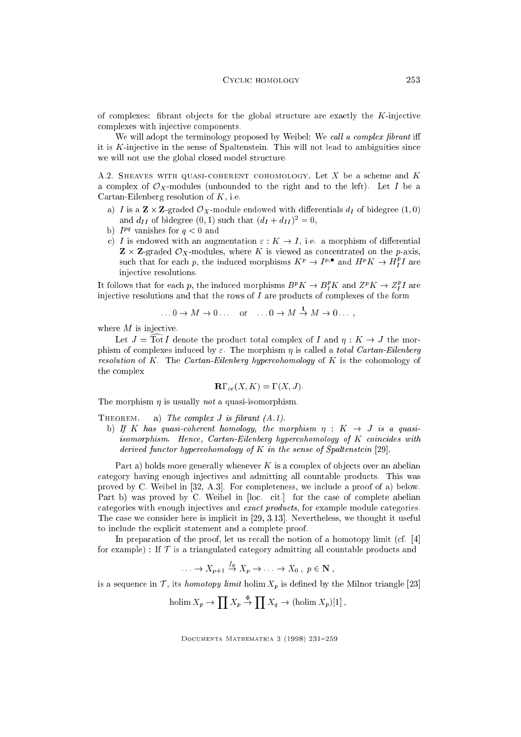of complexes: fibrant objects for the global structure are exactly the $K$-injective complexes with injective components.

We will adopt the terminology proposed by Weibel: We *call a complex fibrant* iff it is $K$-injective in the sense of Spaltenstein. This will not lead to ambiguities since we will not use the global closed model structure.

A.2. Sheaves with quasi-coherent cohomology. Let $X$ be a scheme and $K$ a complex of $\mathcal{O}_X$-modules (unbounded to the right and to the left). Let $I$ be a Cartan-Eilenberg resolution of $K$, i.e.

a) $I$ is a $\mathbf{Z} \times \mathbf{Z}$-graded $\mathcal{O}_X$-module endowed with differentials $d_I$ of bidegree $(1,0)$ and $d_{II}$ of bidegree $(0,1)$ such that $(d_I + d_{II})^2 = 0$,

b) $I^{pq}$ vanishes for $q < 0$ and

c) $I$ is endowed with an augmentation $\varepsilon : K \to I$, i.e. a morphism of differential $\mathbf{Z} \times \mathbf{Z}$-graded $\mathcal{O}_X$-modules, where $K$ is viewed as concentrated on the $p$-axis, such that for each $p$, the induced morphisms $K^p \to I^{p,\bullet}$ and $H^p K \to H^p_I I$ are injective resolutions.

It follows that for each $p$, the induced morphisms $B^p K \to B^p_I K$ and $Z^p K \to Z^p_I I$ are injective resolutions and that the rows of $I$ are products of complexes of the form

$$\ldots 0 \to M \to 0 \ldots \quad \text{or} \quad \ldots 0 \to M \xrightarrow{\mathbf{1}} M \to 0 \ldots ,$$

where $M$ is injective.

Let $J = \widetilde{\mathrm{Tot}}\, I$ denote the product total complex of $I$ and $\eta : K \to J$ the morphism of complexes induced by $\varepsilon$. The morphism $\eta$ is called a *total Cartan-Eilenberg resolution* of $K$. The *Cartan-Eilenberg hypercohomology* of $K$ is the cohomology of the complex

$$\mathbf{R}\Gamma_{ce}(X, K) = \Gamma(X, J).$$

The morphism $\eta$ is usually *not* a quasi-isomorphism.

Theorem. a) *The complex $J$ is fibrant (A.1).*

b) *If $K$ has quasi-coherent homology, the morphism $\eta : K \to J$ is a quasi-isomorphism. Hence, Cartan-Eilenberg hypercohomology of $K$ coincides with derived functor hypercohomology of $K$ in the sense of Spaltenstein* [29].

Part a) holds more generally whenever $K$ is a complex of objects over an abelian category having enough injectives and admitting all countable products. This was proved by C. Weibel in [32, A.3]. For completeness, we include a proof of a) below. Part b) was proved by C. Weibel in [loc. cit.] for the case of complete abelian categories with enough injectives and *exact products*, for example module categories. The case we consider here is implicit in [29, 3.13]. Nevertheless, we thought it useful to include the explicit statement and a complete proof.

In preparation of the proof, let us recall the notion of a homotopy limit (cf. [4] for example) : If $\mathcal{T}$ is a triangulated category admitting all countable products and

$$\ldots \to X_{p+1} \xrightarrow{f_p} X_p \to \ldots \to X_0 \,,\; p \in \mathbf{N} \,,$$

is a sequence in $\mathcal{T}$, its *homotopy limit* $\operatorname{holim} X_p$ is defined by the Milnor triangle [23]

$$\operatorname{holim} X_p \to \prod X_p \xrightarrow{\Phi} \prod X_q \to (\operatorname{holim} X_p)[1] \,,$$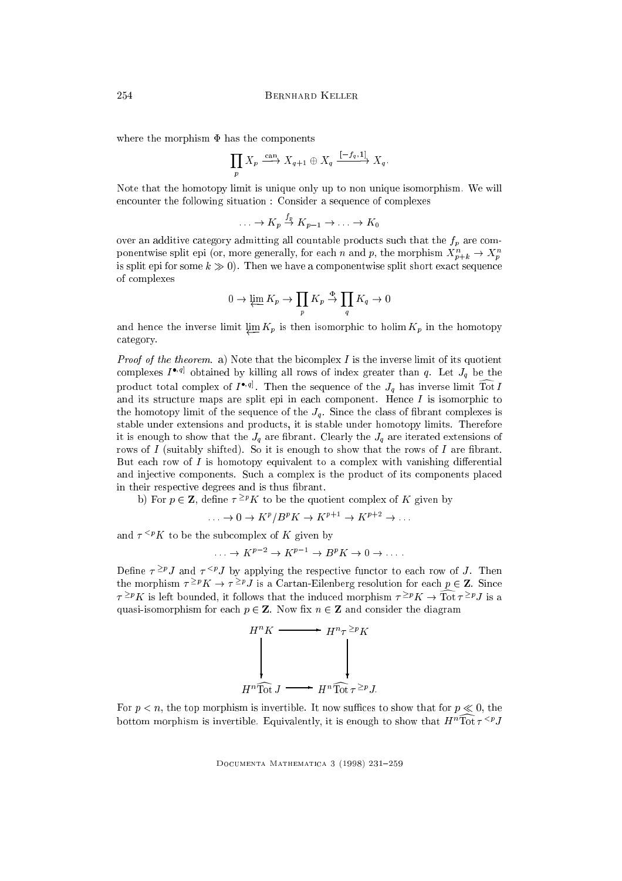where the morphism $\Phi$ has the components

$$\prod_p X_p \xrightarrow{\text{can}} X_{q+1} \oplus X_q \xrightarrow{[-f_q, 1]} X_q.$$

Note that the homotopy limit is unique only up to non unique isomorphism. We will encounter the following situation : Consider a sequence of complexes

$$\ldots \to K_p \xrightarrow{f_p} K_{p-1} \to \ldots \to K_0$$

over an additive category admitting all countable products such that the $f_p$ are componentwise split epi (or, more generally, for each $n$ and $p$, the morphism $X^n_{p+k} \to X^n_p$ is split epi for some $k \gg 0$). Then we have a componentwise split short exact sequence of complexes

$$0 \to \varprojlim K_p \to \prod_p K_p \xrightarrow{\Phi} \prod_q K_q \to 0$$

and hence the inverse limit $\varprojlim K_p$ is then isomorphic to $\operatorname{holim} K_p$ in the homotopy category.

*Proof of the theorem.* a) Note that the bicomplex $I$ is the inverse limit of its quotient complexes $I^{\bullet, q]}$ obtained by killing all rows of index greater than $q$. Let $J_q$ be the product total complex of $I^{\bullet, q]}$. Then the sequence of the $J_q$ has inverse limit $\widehat{\operatorname{Tot}}\, I$ and its structure maps are split epi in each component. Hence $I$ is isomorphic to the homotopy limit of the sequence of the $J_q$. Since the class of fibrant complexes is stable under extensions and products, it is stable under homotopy limits. Therefore it is enough to show that the $J_q$ are fibrant. Clearly the $J_q$ are iterated extensions of rows of $I$ (suitably shifted). So it is enough to show that the rows of $I$ are fibrant. But each row of $I$ is homotopy equivalent to a complex with vanishing differential and injective components. Such a complex is the product of its components placed in their respective degrees and is thus fibrant.

b) For $p \in \mathbf{Z}$, define $\tau^{\geq p} K$ to be the quotient complex of $K$ given by

$$\ldots \to 0 \to K^p / B^p K \to K^{p+1} \to K^{p+2} \to \ldots$$

and $\tau^{<p} K$ to be the subcomplex of $K$ given by

$$\ldots \to K^{p-2} \to K^{p-1} \to B^p K \to 0 \to \ldots .$$

Define $\tau^{\geq p} J$ and $\tau^{<p} J$ by applying the respective functor to each row of $J$. Then the morphism $\tau^{\geq p} K \to \tau^{\geq p} J$ is a Cartan-Eilenberg resolution for each $p \in \mathbf{Z}$. Since $\tau^{\geq p} K$ is left bounded, it follows that the induced morphism $\tau^{\geq p} K \to \widehat{\operatorname{Tot}}\, \tau^{\geq p} J$ is a quasi-isomorphism for each $p \in \mathbf{Z}$. Now fix $n \in \mathbf{Z}$ and consider the diagram

$$\begin{array}{ccc} H^n K & \longrightarrow & H^n \tau^{\geq p} K \\ \big\downarrow & & \big\downarrow \\ H^n \widehat{\operatorname{Tot}}\, J & \longrightarrow & H^n \widehat{\operatorname{Tot}}\, \tau^{\geq p} J. \end{array}$$

For $p < n$, the top morphism is invertible. It now suffices to show that for $p \ll 0$, the bottom morphism is invertible. Equivalently, it is enough to show that $H^n \widehat{\operatorname{Tot}}\, \tau^{<p} J$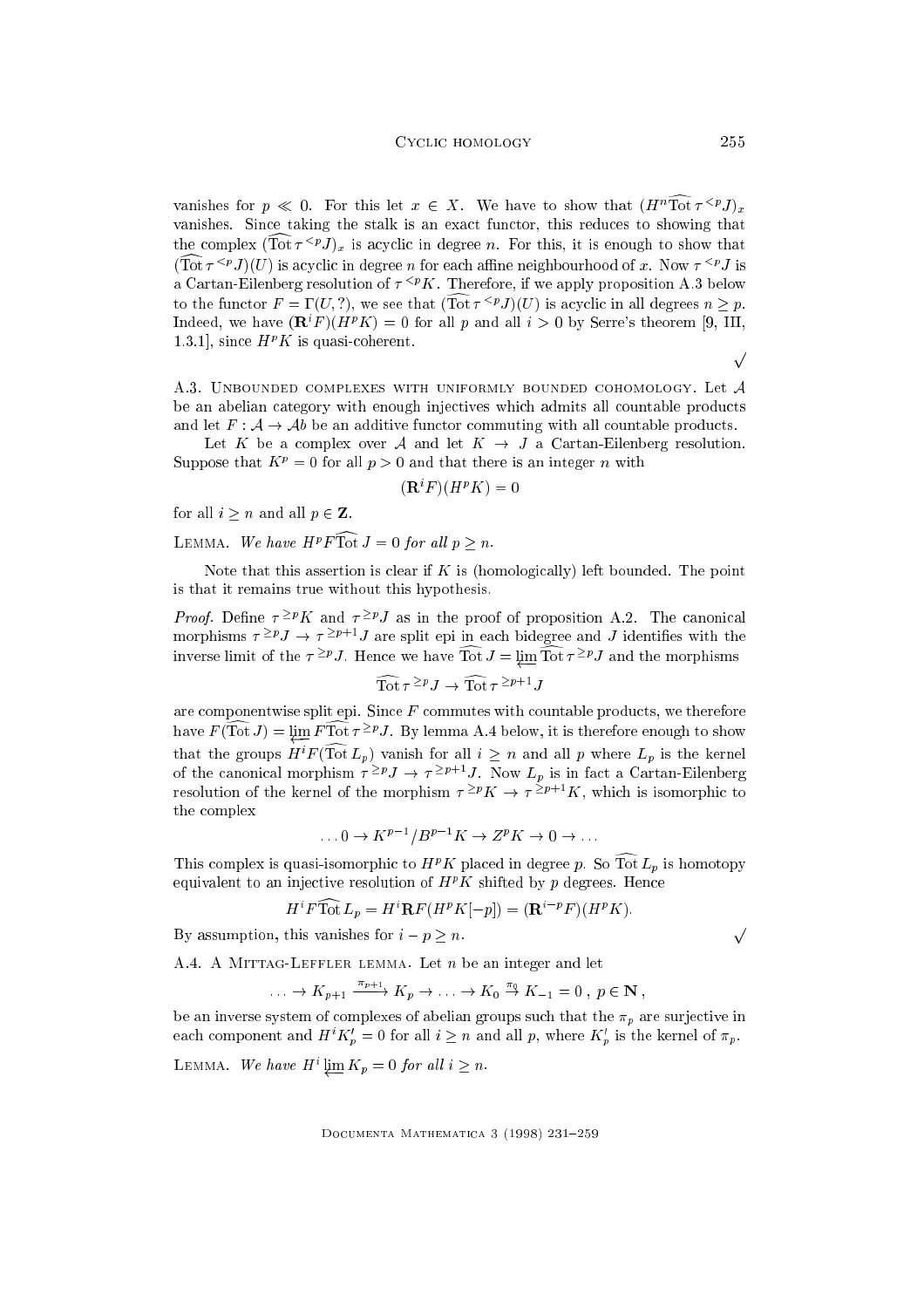vanishes for $p \ll 0$. For this let $x \in X$. We have to show that $(H^n \widehat{\mathrm{Tot}}\, \tau^{<p} J)_x$ vanishes. Since taking the stalk is an exact functor, this reduces to showing that the complex $(\widehat{\mathrm{Tot}}\, \tau^{<p} J)_x$ is acyclic in degree $n$. For this, it is enough to show that $(\widehat{\mathrm{Tot}}\, \tau^{<p} J)(U)$ is acyclic in degree $n$ for each affine neighbourhood of $x$. Now $\tau^{<p} J$ is a Cartan-Eilenberg resolution of $\tau^{<p} K$. Therefore, if we apply proposition A.3 below to the functor $F = \Gamma(U, ?)$, we see that $(\widehat{\mathrm{Tot}}\, \tau^{<p} J)(U)$ is acyclic in all degrees $n \geq p$. Indeed, we have $(\mathbf{R}^i F)(H^p K) = 0$ for all $p$ and all $i > 0$ by Serre's theorem [9, III, 1.3.1], since $H^p K$ is quasi-coherent.

$\surd$

A.3. Unbounded complexes with uniformly bounded cohomology. Let $\mathcal{A}$ be an abelian category with enough injectives which admits all countable products and let $F : \mathcal{A} \to \mathcal{A}b$ be an additive functor commuting with all countable products.

Let $K$ be a complex over $\mathcal{A}$ and let $K \to J$ a Cartan-Eilenberg resolution. Suppose that $K^p = 0$ for all $p > 0$ and that there is an integer $n$ with

$$(\mathbf{R}^i F)(H^p K) = 0$$

for all $i \geq n$ and all $p \in \mathbf{Z}$.

Lemma. *We have $H^p F \widehat{\mathrm{Tot}}\, J = 0$ for all $p \geq n$.*

Note that this assertion is clear if $K$ is (homologically) left bounded. The point is that it remains true without this hypothesis.

*Proof.* Define $\tau^{\geq p} K$ and $\tau^{\geq p} J$ as in the proof of proposition A.2. The canonical morphisms $\tau^{\geq p} J \to \tau^{\geq p+1} J$ are split epi in each bidegree and $J$ identifies with the inverse limit of the $\tau^{\geq p} J$. Hence we have $\widehat{\mathrm{Tot}}\, J = \varprojlim \widehat{\mathrm{Tot}}\, \tau^{\geq p} J$ and the morphisms

$$\widehat{\mathrm{Tot}}\, \tau^{\geq p} J \to \widehat{\mathrm{Tot}}\, \tau^{\geq p+1} J$$

are componentwise split epi. Since $F$ commutes with countable products, we therefore have $F(\widehat{\mathrm{Tot}}\, J) = \varprojlim F \widehat{\mathrm{Tot}}\, \tau^{\geq p} J$. By lemma A.4 below, it is therefore enough to show that the groups $H^i F(\widehat{\mathrm{Tot}}\, L_p)$ vanish for all $i \geq n$ and all $p$ where $L_p$ is the kernel of the canonical morphism $\tau^{\geq p} J \to \tau^{\geq p+1} J$. Now $L_p$ is in fact a Cartan-Eilenberg resolution of the kernel of the morphism $\tau^{\geq p} K \to \tau^{\geq p+1} K$, which is isomorphic to the complex

$$\ldots 0 \to K^{p-1}/B^{p-1} K \to Z^p K \to 0 \to \ldots$$

This complex is quasi-isomorphic to $H^p K$ placed in degree $p$. So $\widehat{\mathrm{Tot}}\, L_p$ is homotopy equivalent to an injective resolution of $H^p K$ shifted by $p$ degrees. Hence

$$H^i F \widehat{\mathrm{Tot}}\, L_p = H^i \mathbf{R} F(H^p K[-p]) = (\mathbf{R}^{i-p} F)(H^p K).$$

By assumption, this vanishes for $i - p \geq n$. $\surd$

A.4. A Mittag-Leffler lemma. Let $n$ be an integer and let

$$\ldots \to K_{p+1} \xrightarrow{\pi_{p+1}} K_p \to \ldots \to K_0 \xrightarrow{\pi_0} K_{-1} = 0 \,,\; p \in \mathbf{N} \,,$$

be an inverse system of complexes of abelian groups such that the $\pi_p$ are surjective in each component and $H^i K'_p = 0$ for all $i \geq n$ and all $p$, where $K'_p$ is the kernel of $\pi_p$.

Lemma. *We have $H^i \varprojlim K_p = 0$ for all $i \geq n$.*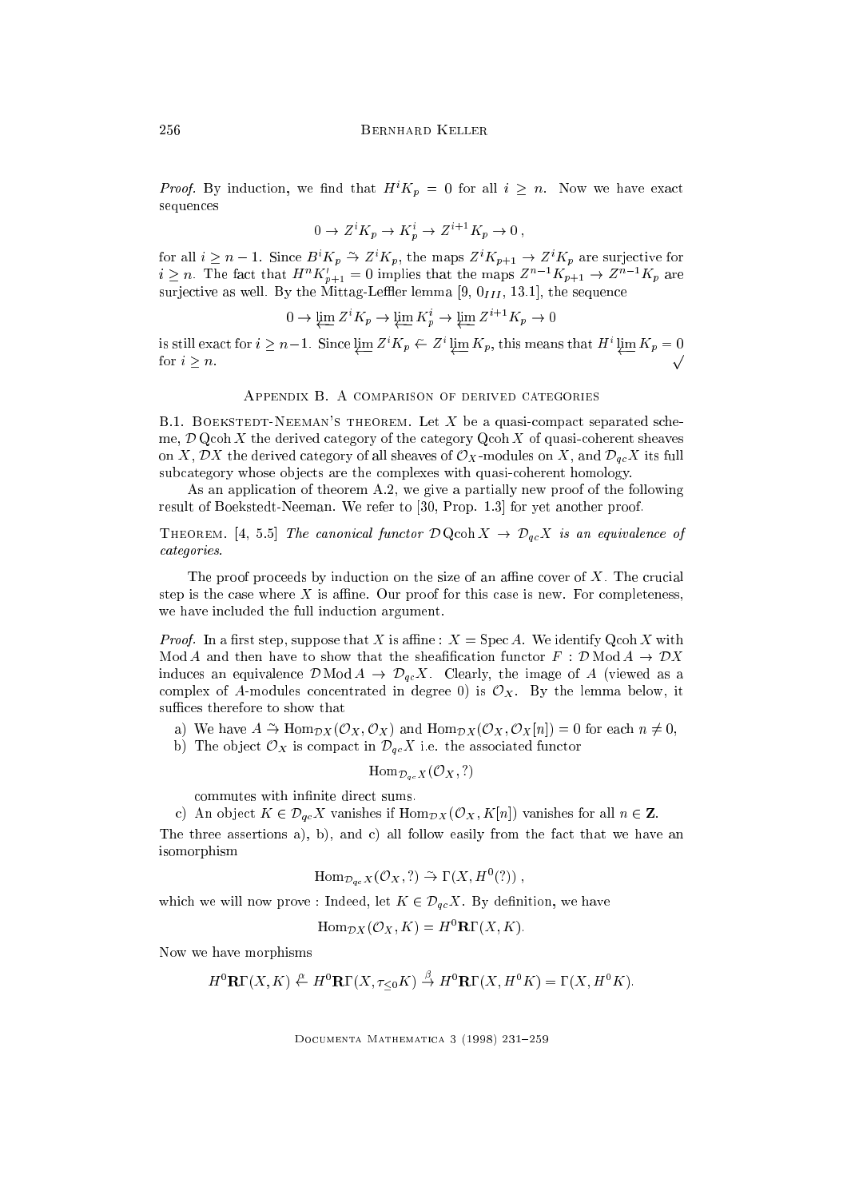*Proof.* By induction, we find that $H^i K_p = 0$ for all $i \geq n$. Now we have exact sequences

$$0 \to Z^i K_p \to K_p^i \to Z^{i+1} K_p \to 0 \, ,$$

for all $i \geq n-1$. Since $B^i K_p \xrightarrow{\sim} Z^i K_p$, the maps $Z^i K_{p+1} \to Z^i K_p$ are surjective for $i \geq n$. The fact that $H^n K'_{p+1} = 0$ implies that the maps $Z^{n-1} K_{p+1} \to Z^{n-1} K_p$ are surjective as well. By the Mittag-Leffler lemma [9, $0_{III}$, 13.1], the sequence

$$0 \to \varprojlim Z^i K_p \to \varprojlim K_p^i \to \varprojlim Z^{i+1} K_p \to 0$$

is still exact for $i \geq n-1$. Since $\varprojlim Z^i K_p \xleftarrow{\sim} Z^i \varprojlim K_p$, this means that $H^i \varprojlim K_p = 0$ for $i \geq n$. $\checkmark$

## Appendix B. A comparison of derived categories

B.1. Boekstedt-Neeman's theorem. Let $X$ be a quasi-compact separated scheme, $\mathcal{D}\,\mathrm{Qcoh}\, X$ the derived category of the category $\mathrm{Qcoh}\, X$ of quasi-coherent sheaves on $X$, $\mathcal{D}X$ the derived category of all sheaves of $\mathcal{O}_X$-modules on $X$, and $\mathcal{D}_{qc}X$ its full subcategory whose objects are the complexes with quasi-coherent homology.

As an application of theorem A.2, we give a partially new proof of the following result of Boekstedt-Neeman. We refer to [30, Prop. 1.3] for yet another proof.

Theorem. [4, 5.5] *The canonical functor $\mathcal{D}\,\mathrm{Qcoh}\, X \to \mathcal{D}_{qc}X$ is an equivalence of categories.*

The proof proceeds by induction on the size of an affine cover of $X$. The crucial step is the case where $X$ is affine. Our proof for this case is new. For completeness, we have included the full induction argument.

*Proof.* In a first step, suppose that $X$ is affine : $X = \mathrm{Spec}\, A$. We identify $\mathrm{Qcoh}\, X$ with $\mathrm{Mod}\, A$ and then have to show that the sheafification functor $F : \mathcal{D}\,\mathrm{Mod}\, A \to \mathcal{D}X$ induces an equivalence $\mathcal{D}\,\mathrm{Mod}\, A \to \mathcal{D}_{qc}X$. Clearly, the image of $A$ (viewed as a complex of $A$-modules concentrated in degree 0) is $\mathcal{O}_X$. By the lemma below, it suffices therefore to show that

a) We have $A \xrightarrow{\sim} \mathrm{Hom}_{\mathcal{D}X}(\mathcal{O}_X, \mathcal{O}_X)$ and $\mathrm{Hom}_{\mathcal{D}X}(\mathcal{O}_X, \mathcal{O}_X[n]) = 0$ for each $n \neq 0$,

b) The object $\mathcal{O}_X$ is compact in $\mathcal{D}_{qc}X$ i.e. the associated functor

$$\mathrm{Hom}_{\mathcal{D}_{qc}X}(\mathcal{O}_X, ?)$$

commutes with infinite direct sums.

c) An object $K \in \mathcal{D}_{qc}X$ vanishes if $\mathrm{Hom}_{\mathcal{D}X}(\mathcal{O}_X, K[n])$ vanishes for all $n \in \mathbf{Z}$.

The three assertions a), b), and c) all follow easily from the fact that we have an isomorphism

$$\mathrm{Hom}_{\mathcal{D}_{qc}X}(\mathcal{O}_X, ?) \xrightarrow{\sim} \Gamma(X, H^0(?)) \, ,$$

which we will now prove : Indeed, let $K \in \mathcal{D}_{qc}X$. By definition, we have

$$\mathrm{Hom}_{\mathcal{D}X}(\mathcal{O}_X, K) = H^0 \mathbf{R}\Gamma(X, K).$$

Now we have morphisms

$$H^0 \mathbf{R}\Gamma(X, K) \xleftarrow{\alpha} H^0 \mathbf{R}\Gamma(X, \tau_{\leq 0} K) \xrightarrow{\beta} H^0 \mathbf{R}\Gamma(X, H^0 K) = \Gamma(X, H^0 K).$$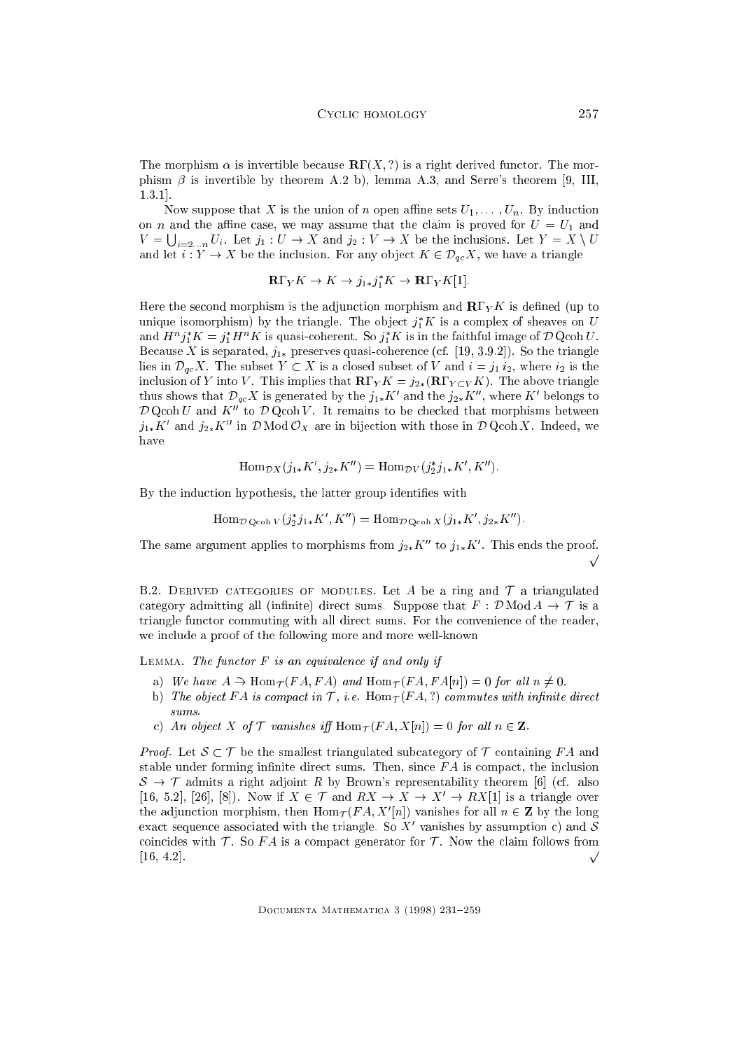The morphism $\alpha$ is invertible because $\mathbf{R}\Gamma(X, ?)$ is a right derived functor. The morphism $\beta$ is invertible by theorem A.2 b), lemma A.3, and Serre's theorem [9, III, 1.3.1].

Now suppose that $X$ is the union of $n$ open affine sets $U_1, \ldots, U_n$. By induction on $n$ and the affine case, we may assume that the claim is proved for $U = U_1$ and $V = \bigcup_{i=2\ldots n} U_i$. Let $j_1 : U \to X$ and $j_2 : V \to X$ be the inclusions. Let $Y = X \setminus U$ and let $i : Y \to X$ be the inclusion. For any object $K \in \mathcal{D}_{qc}X$, we have a triangle

$$\mathbf{R}\Gamma_Y K \to K \to j_{1*}j_1^* K \to \mathbf{R}\Gamma_Y K[1].$$

Here the second morphism is the adjunction morphism and $\mathbf{R}\Gamma_Y K$ is defined (up to unique isomorphism) by the triangle. The object $j_1^* K$ is a complex of sheaves on $U$ and $H^n j_1^* K = j_1^* H^n K$ is quasi-coherent. So $j_1^* K$ is in the faithful image of $\mathcal{D}\,\mathrm{Qcoh}\,U$. Because $X$ is separated, $j_{1*}$ preserves quasi-coherence (cf. [19, 3.9.2]). So the triangle lies in $\mathcal{D}_{qc}X$. The subset $Y \subset X$ is a closed subset of $V$ and $i = j_1 i_2$, where $i_2$ is the inclusion of $Y$ into $V$. This implies that $\mathbf{R}\Gamma_Y K = j_{2*}(\mathbf{R}\Gamma_{Y \subset V} K)$. The above triangle thus shows that $\mathcal{D}_{qc}X$ is generated by the $j_{1*}K'$ and the $j_{2*}K''$, where $K'$ belongs to $\mathcal{D}\,\mathrm{Qcoh}\,U$ and $K''$ to $\mathcal{D}\,\mathrm{Qcoh}\,V$. It remains to be checked that morphisms between $j_{1*}K'$ and $j_{2*}K''$ in $\mathcal{D}\,\mathrm{Mod}\,\mathcal{O}_X$ are in bijection with those in $\mathcal{D}\,\mathrm{Qcoh}\,X$. Indeed, we have

$$\mathrm{Hom}_{\mathcal{D}X}(j_{1*}K', j_{2*}K'') = \mathrm{Hom}_{\mathcal{D}V}(j_2^* j_{1*}K', K'').$$

By the induction hypothesis, the latter group identifies with

$$\mathrm{Hom}_{\mathcal{D}\,\mathrm{Qcoh}\,V}(j_2^* j_{1*}K', K'') = \mathrm{Hom}_{\mathcal{D}\,\mathrm{Qcoh}\,X}(j_{1*}K', j_{2*}K'').$$

The same argument applies to morphisms from $j_{2*}K''$ to $j_{1*}K'$. This ends the proof. $\surd$

B.2. Derived categories of modules. Let $A$ be a ring and $\mathcal{T}$ a triangulated category admitting all (infinite) direct sums. Suppose that $F : \mathcal{D}\,\mathrm{Mod}\,A \to \mathcal{T}$ is a triangle functor commuting with all direct sums. For the convenience of the reader, we include a proof of the following more and more well-known

Lemma. *The functor $F$ is an equivalence if and only if*

a) *We have $A \xrightarrow{\sim} \mathrm{Hom}_{\mathcal{T}}(FA, FA)$ and $\mathrm{Hom}_{\mathcal{T}}(FA, FA[n]) = 0$ for all $n \neq 0$.*
b) *The object $FA$ is compact in $\mathcal{T}$, i.e. $\mathrm{Hom}_{\mathcal{T}}(FA, ?)$ commutes with infinite direct sums.*
c) *An object $X$ of $\mathcal{T}$ vanishes iff $\mathrm{Hom}_{\mathcal{T}}(FA, X[n]) = 0$ for all $n \in \mathbf{Z}$.*

*Proof.* Let $\mathcal{S} \subset \mathcal{T}$ be the smallest triangulated subcategory of $\mathcal{T}$ containing $FA$ and stable under forming infinite direct sums. Then, since $FA$ is compact, the inclusion $\mathcal{S} \to \mathcal{T}$ admits a right adjoint $R$ by Brown's representability theorem [6] (cf. also [16, 5.2], [26], [8]). Now if $X \in \mathcal{T}$ and $RX \to X \to X' \to RX[1]$ is a triangle over the adjunction morphism, then $\mathrm{Hom}_{\mathcal{T}}(FA, X'[n])$ vanishes for all $n \in \mathbf{Z}$ by the long exact sequence associated with the triangle. So $X'$ vanishes by assumption c) and $\mathcal{S}$ coincides with $\mathcal{T}$. So $FA$ is a compact generator for $\mathcal{T}$. Now the claim follows from [16, 4.2]. $\surd$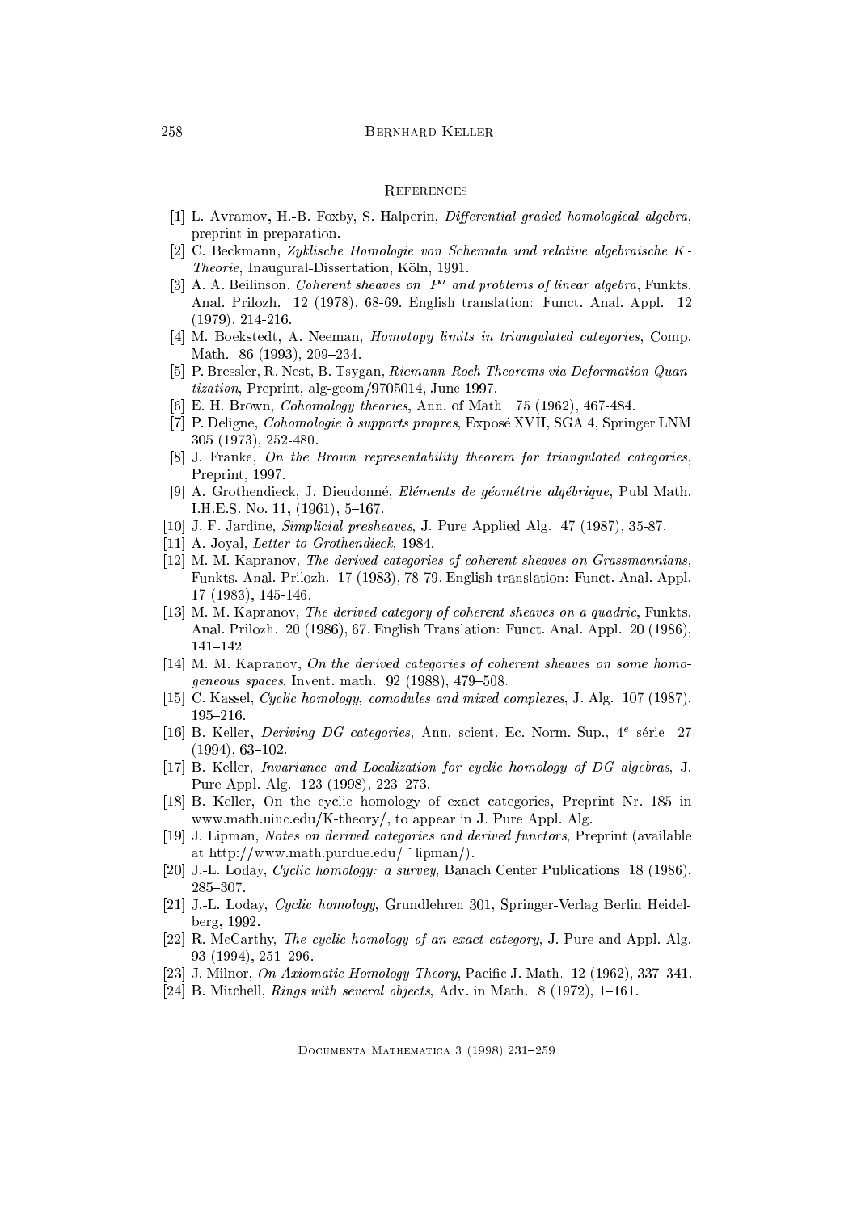## References

[1] L. Avramov, H.-B. Foxby, S. Halperin, *Differential graded homological algebra*, preprint in preparation.

[2] C. Beckmann, *Zyklische Homologie von Schemata und relative algebraische K-Theorie*, Inaugural-Dissertation, Köln, 1991.

[3] A. A. Beilinson, *Coherent sheaves on $P^n$ and problems of linear algebra*, Funkts. Anal. Prilozh. 12 (1978), 68-69. English translation: Funct. Anal. Appl. 12 (1979), 214-216.

[4] M. Boekstedt, A. Neeman, *Homotopy limits in triangulated categories*, Comp. Math. 86 (1993), 209–234.

[5] P. Bressler, R. Nest, B. Tsygan, *Riemann-Roch Theorems via Deformation Quantization*, Preprint, alg-geom/9705014, June 1997.

[6] E. H. Brown, *Cohomology theories*, Ann. of Math. 75 (1962), 467-484.

[7] P. Deligne, *Cohomologie à supports propres*, Exposé XVII, SGA 4, Springer LNM 305 (1973), 252-480.

[8] J. Franke, *On the Brown representability theorem for triangulated categories*, Preprint, 1997.

[9] A. Grothendieck, J. Dieudonné, *Eléments de géométrie algébrique*, Publ Math. I.H.E.S. No. 11, (1961), 5–167.

[10] J. F. Jardine, *Simplicial presheaves*, J. Pure Applied Alg. 47 (1987), 35-87.

[11] A. Joyal, *Letter to Grothendieck*, 1984.

[12] M. M. Kapranov, *The derived categories of coherent sheaves on Grassmannians*, Funkts. Anal. Prilozh. 17 (1983), 78-79. English translation: Funct. Anal. Appl. 17 (1983), 145-146.

[13] M. M. Kapranov, *The derived category of coherent sheaves on a quadric*, Funkts. Anal. Prilozh. 20 (1986), 67. English Translation: Funct. Anal. Appl. 20 (1986), 141–142.

[14] M. M. Kapranov, *On the derived categories of coherent sheaves on some homogeneous spaces*, Invent. math. 92 (1988), 479–508.

[15] C. Kassel, *Cyclic homology, comodules and mixed complexes*, J. Alg. 107 (1987), 195–216.

[16] B. Keller, *Deriving DG categories*, Ann. scient. Ec. Norm. Sup., 4$^e$ série 27 (1994), 63–102.

[17] B. Keller, *Invariance and Localization for cyclic homology of DG algebras*, J. Pure Appl. Alg. 123 (1998), 223–273.

[18] B. Keller, On the cyclic homology of exact categories, Preprint Nr. 185 in www.math.uiuc.edu/K-theory/, to appear in J. Pure Appl. Alg.

[19] J. Lipman, *Notes on derived categories and derived functors*, Preprint (available at http://www.math.purdue.edu/ ~ lipman/).

[20] J.-L. Loday, *Cyclic homology: a survey*, Banach Center Publications 18 (1986), 285–307.

[21] J.-L. Loday, *Cyclic homology*, Grundlehren 301, Springer-Verlag Berlin Heidelberg, 1992.

[22] R. McCarthy, *The cyclic homology of an exact category*, J. Pure and Appl. Alg. 93 (1994), 251–296.

[23] J. Milnor, *On Axiomatic Homology Theory*, Pacific J. Math. 12 (1962), 337–341.

[24] B. Mitchell, *Rings with several objects*, Adv. in Math. 8 (1972), 1–161.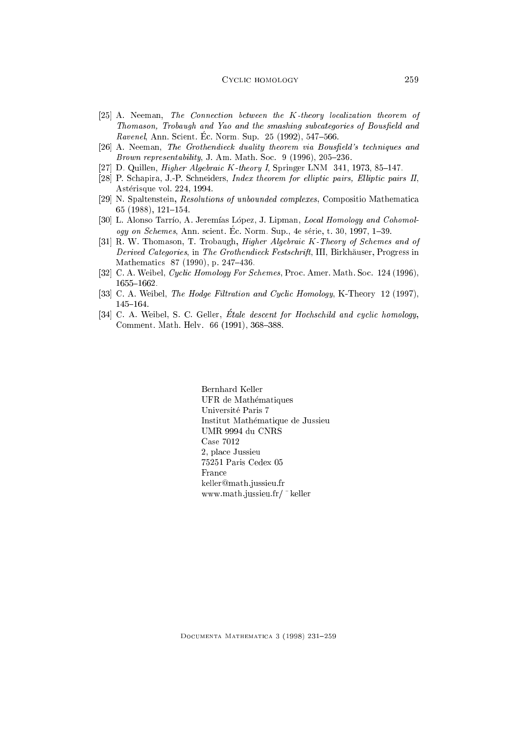[25] A. Neeman, *The Connection between the K-theory localization theorem of Thomason, Trobaugh and Yao and the smashing subcategories of Bousfield and Ravenel*, Ann. Scient. Éc. Norm. Sup. 25 (1992), 547–566.

[26] A. Neeman, *The Grothendieck duality theorem via Bousfield's techniques and Brown representability*, J. Am. Math. Soc. 9 (1996), 205–236.

[27] D. Quillen, *Higher Algebraic K-theory I*, Springer LNM 341, 1973, 85–147.

[28] P. Schapira, J.-P. Schneiders, *Index theorem for elliptic pairs, Elliptic pairs II*, Astérisque vol. 224, 1994.

[29] N. Spaltenstein, *Resolutions of unbounded complexes*, Compositio Mathematica 65 (1988), 121–154.

[30] L. Alonso Tarrío, A. Jeremías López, J. Lipman, *Local Homology and Cohomology on Schemes*, Ann. scient. Éc. Norm. Sup., 4e série, t. 30, 1997, 1–39.

[31] R. W. Thomason, T. Trobaugh, *Higher Algebraic K-Theory of Schemes and of Derived Categories*, in *The Grothendieck Festschrift*, III, Birkhäuser, Progress in Mathematics 87 (1990), p. 247–436.

[32] C. A. Weibel, *Cyclic Homology For Schemes*, Proc. Amer. Math. Soc. 124 (1996), 1655–1662.

[33] C. A. Weibel, *The Hodge Filtration and Cyclic Homology*, K-Theory 12 (1997), 145–164.

[34] C. A. Weibel, S. C. Geller, *Étale descent for Hochschild and cyclic homology*, Comment. Math. Helv. 66 (1991), 368–388.

Bernhard Keller
UFR de Mathématiques
Université Paris 7
Institut Mathématique de Jussieu
UMR 9994 du CNRS
Case 7012
2, place Jussieu
75251 Paris Cedex 05
France
keller@math.jussieu.fr
www.math.jussieu.fr/~keller